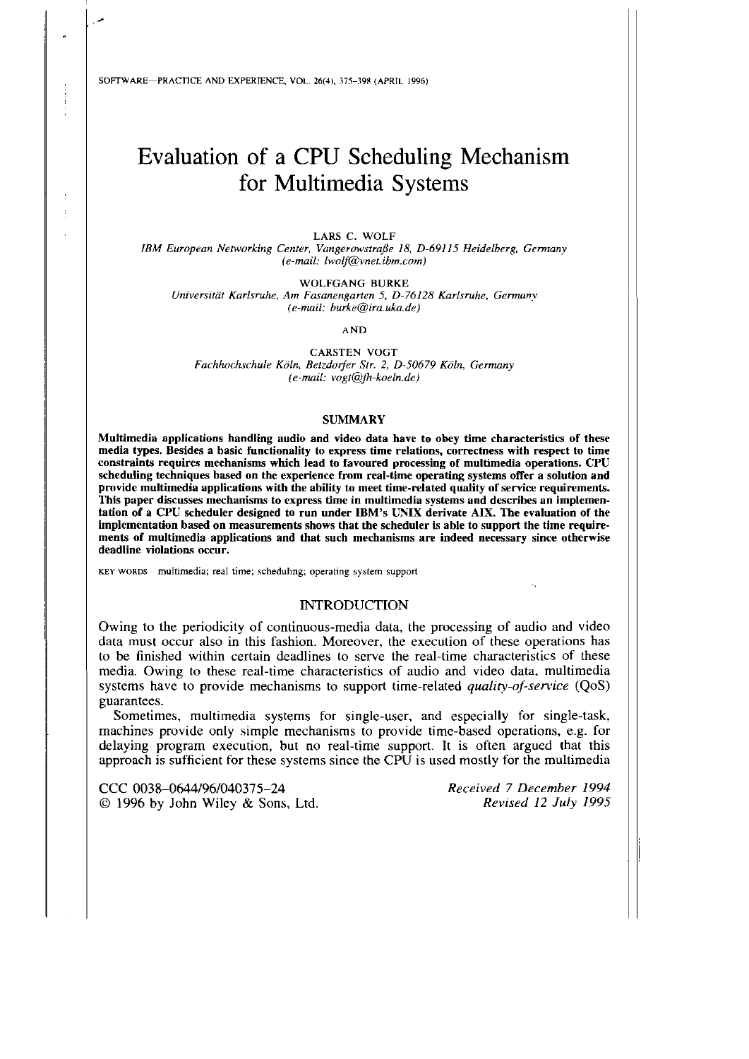# Evaluation of a CPU Scheduling Mechanism for Multimedia Systems

LARS C. WOLF

*IBM European Networking Center, Vangerowstraße 18, D-69115 Heidelberg, Germany (e-mail: lwolf@vnet.ibm.com)*

WOLFGANG BURKE

*Universität Karlsruhe, Am Fasanengarten 5, D-76128 Karlsruhe, Germany (e-mail: burke@ira.uka.de)*

AND

CARSTEN VOGT

*Fachhochschule Köln, Betzdorfer Str. 2, D-50679 Köln, Germany (e-mail: vogt@fh-koeln.de)*

## SUMMARY

**Multimedia applications handling audio and video data have to obey time characteristics of these media types. Besides a basic functionality to express time relations, correctness with respect to time constraints requires mechanisms which lead to favoured processing of multimedia operations. CPU scheduling techniques based on the experience from real-time operating systems offer a solution and provide multimedia applications with the ability to meet time-related quality of service requirements. This paper discusses mechanisms to express time in multimedia systems and describes an implementation of a CPU scheduler designed to run under IBM's UNIX derivate AIX. The evaluation of the implementation based on measurements shows that the scheduler is able to support the time requirements of multimedia applications and that such mechanisms are indeed necessary since otherwise deadline violations occur.**

KEY WORDS multimedia; real time; scheduling; operating system support

## INTRODUCTION

Owing to the periodicity of continuous-media data, the processing of audio and video data must occur also in this fashion. Moreover, the execution of these operations has to be finished within certain deadlines to serve the real-time characteristics of these media. Owing to these real-time characteristics of audio and video data, multimedia systems have to provide mechanisms to support time-related *quality-of-service* (QoS) guarantees.

Sometimes, multimedia systems for single-user, and especially for single-task, machines provide only simple mechanisms to provide time-based operations, e.g. for delaying program execution, but no real-time support. It is often argued that this approach is sufficient for these systems since the CPU is used mostly for the multimedia

CCC 0038–0644/96/040375–24
© 1996 by John Wiley & Sons, Ltd.

*Received 7 December 1994*
*Revised 12 July 1995*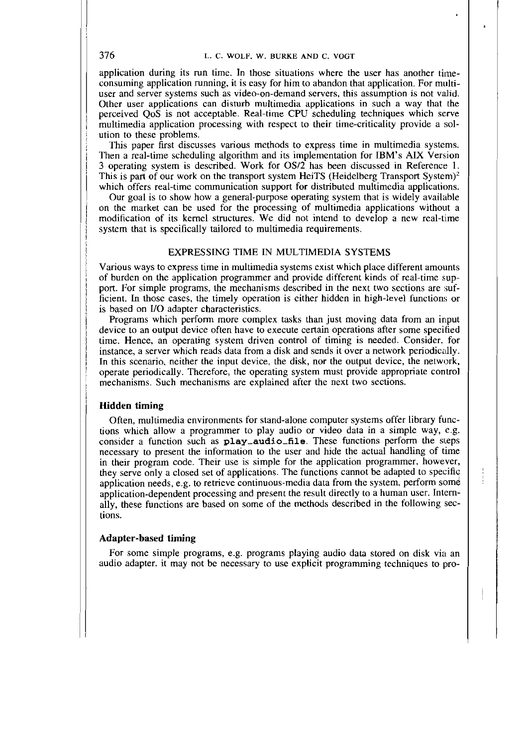application during its run time. In those situations where the user has another time-consuming application running, it is easy for him to abandon that application. For multi-user and server systems such as video-on-demand servers, this assumption is not valid. Other user applications can disturb multimedia applications in such a way that the perceived QoS is not acceptable. Real-time CPU scheduling techniques which serve multimedia application processing with respect to their time-criticality provide a solution to these problems.

This paper first discusses various methods to express time in multimedia systems. Then a real-time scheduling algorithm and its implementation for IBM's AIX Version 3 operating system is described. Work for OS/2 has been discussed in Reference 1. This is part of our work on the transport system HeiTS (Heidelberg Transport System)[2] which offers real-time communication support for distributed multimedia applications.

Our goal is to show how a general-purpose operating system that is widely available on the market can be used for the processing of multimedia applications without a modification of its kernel structures. We did not intend to develop a new real-time system that is specifically tailored to multimedia requirements.

## EXPRESSING TIME IN MULTIMEDIA SYSTEMS

Various ways to express time in multimedia systems exist which place different amounts of burden on the application programmer and provide different kinds of real-time support. For simple programs, the mechanisms described in the next two sections are sufficient. In those cases, the timely operation is either hidden in high-level functions or is based on I/O adapter characteristics.

Programs which perform more complex tasks than just moving data from an input device to an output device often have to execute certain operations after some specified time. Hence, an operating system driven control of timing is needed. Consider, for instance, a server which reads data from a disk and sends it over a network periodically. In this scenario, neither the input device, the disk, nor the output device, the network, operate periodically. Therefore, the operating system must provide appropriate control mechanisms. Such mechanisms are explained after the next two sections.

### Hidden timing

Often, multimedia environments for stand-alone computer systems offer library functions which allow a programmer to play audio or video data in a simple way, e.g. consider a function such as **play_audio_file**. These functions perform the steps necessary to present the information to the user and hide the actual handling of time in their program code. Their use is simple for the application programmer, however, they serve only a closed set of applications. The functions cannot be adapted to specific application needs, e.g. to retrieve continuous-media data from the system, perform some application-dependent processing and present the result directly to a human user. Internally, these functions are based on some of the methods described in the following sections.

### Adapter-based timing

For some simple programs, e.g. programs playing audio data stored on disk via an audio adapter, it may not be necessary to use explicit programming techniques to pro-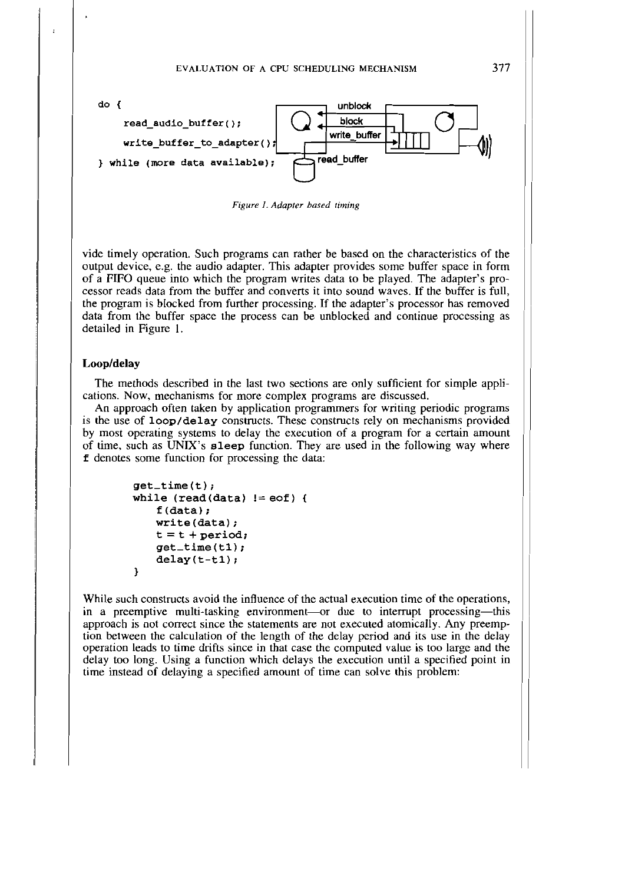```
do {
    read_audio_buffer();
    write_buffer_to_adapter();
} while (more data available);
```

*Figure 1. Adapter based timing*

vide timely operation. Such programs can rather be based on the characteristics of the output device, e.g. the audio adapter. This adapter provides some buffer space in form of a FIFO queue into which the program writes data to be played. The adapter's processor reads data from the buffer and converts it into sound waves. If the buffer is full, the program is blocked from further processing. If the adapter's processor has removed data from the buffer space the process can be unblocked and continue processing as detailed in Figure 1.

### Loop/delay

The methods described in the last two sections are only sufficient for simple applications. Now, mechanisms for more complex programs are discussed.

An approach often taken by application programmers for writing periodic programs is the use of `loop/delay` constructs. These constructs rely on mechanisms provided by most operating systems to delay the execution of a program for a certain amount of time, such as UNIX's `sleep` function. They are used in the following way where `f` denotes some function for processing the data:

```
get_time(t);
while (read(data) != eof) {
    f(data);
    write(data);
    t = t + period;
    get_time(t1);
    delay(t-t1);
}
```

While such constructs avoid the influence of the actual execution time of the operations, in a preemptive multi-tasking environment—or due to interrupt processing—this approach is not correct since the statements are not executed atomically. Any preemption between the calculation of the length of the delay period and its use in the delay operation leads to time drifts since in that case the computed value is too large and the delay too long. Using a function which delays the execution until a specified point in time instead of delaying a specified amount of time can solve this problem: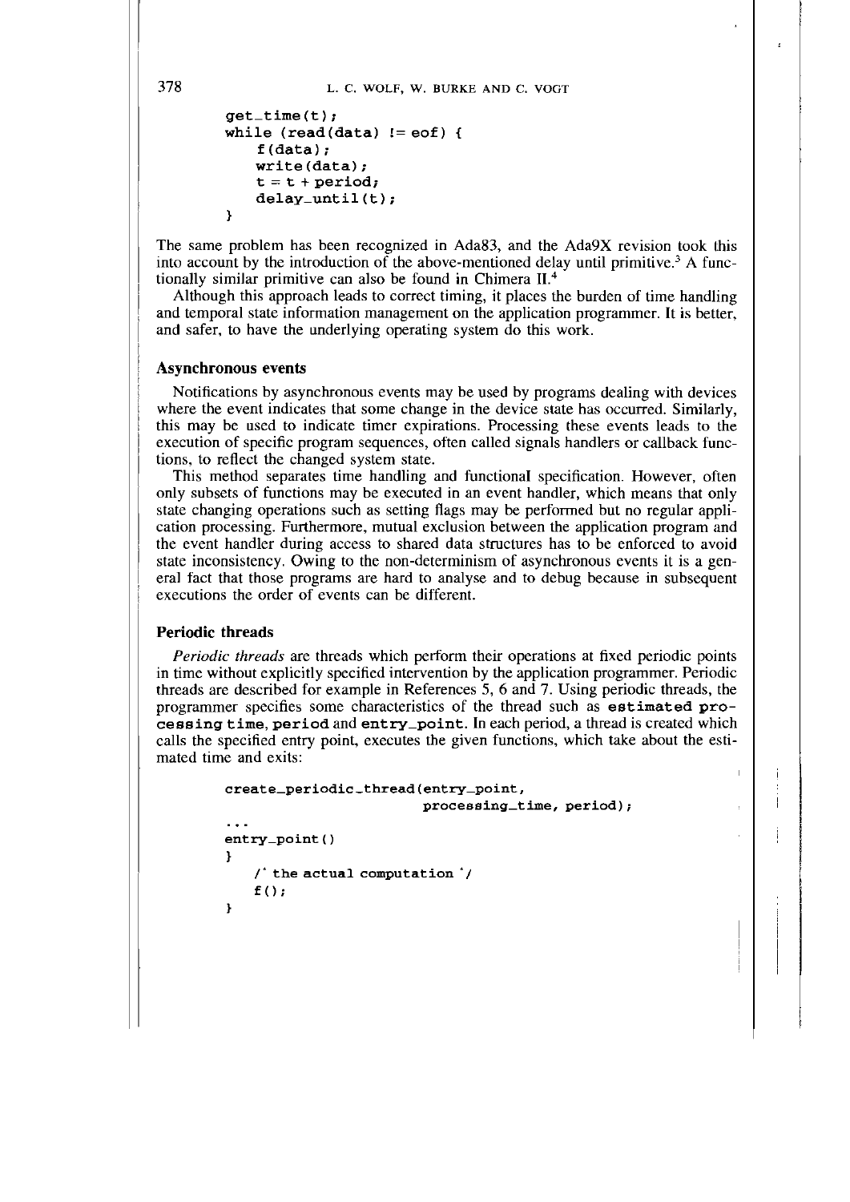```
get_time(t);
while (read(data) != eof) {
    f(data);
    write(data);
    t = t + period;
    delay_until(t);
}
```

The same problem has been recognized in Ada83, and the Ada9X revision took this into account by the introduction of the above-mentioned delay until primitive.[3] A functionally similar primitive can also be found in Chimera II.[4]

Although this approach leads to correct timing, it places the burden of time handling and temporal state information management on the application programmer. It is better, and safer, to have the underlying operating system do this work.

### Asynchronous events

Notifications by asynchronous events may be used by programs dealing with devices where the event indicates that some change in the device state has occurred. Similarly, this may be used to indicate timer expirations. Processing these events leads to the execution of specific program sequences, often called signals handlers or callback functions, to reflect the changed system state.

This method separates time handling and functional specification. However, often only subsets of functions may be executed in an event handler, which means that only state changing operations such as setting flags may be performed but no regular application processing. Furthermore, mutual exclusion between the application program and the event handler during access to shared data structures has to be enforced to avoid state inconsistency. Owing to the non-determinism of asynchronous events it is a general fact that those programs are hard to analyse and to debug because in subsequent executions the order of events can be different.

### Periodic threads

*Periodic threads* are threads which perform their operations at fixed periodic points in time without explicitly specified intervention by the application programmer. Periodic threads are described for example in References 5, 6 and 7. Using periodic threads, the programmer specifies some characteristics of the thread such as **estimated processing time**, **period** and **entry_point**. In each period, a thread is created which calls the specified entry point, executes the given functions, which take about the estimated time and exits:

```
create_periodic_thread(entry_point,
                       processing_time, period);
...
entry_point()
}
    /* the actual computation */
    f();
}
```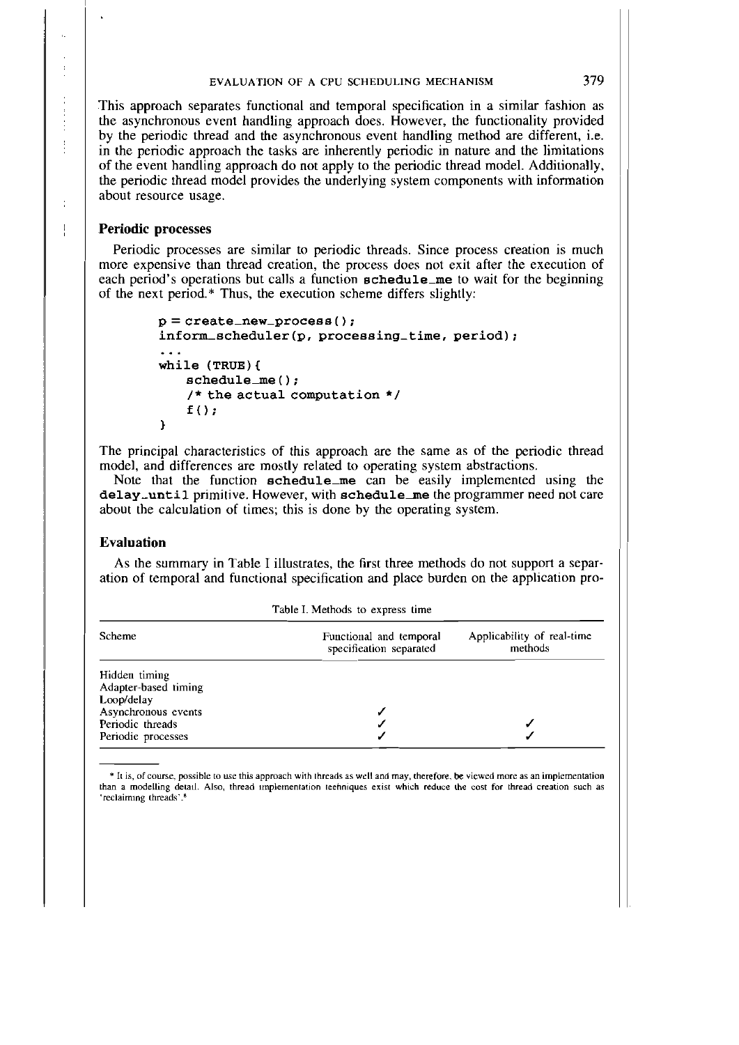This approach separates functional and temporal specification in a similar fashion as the asynchronous event handling approach does. However, the functionality provided by the periodic thread and the asynchronous event handling method are different, i.e. in the periodic approach the tasks are inherently periodic in nature and the limitations of the event handling approach do not apply to the periodic thread model. Additionally, the periodic thread model provides the underlying system components with information about resource usage.

### Periodic processes

Periodic processes are similar to periodic threads. Since process creation is much more expensive than thread creation, the process does not exit after the execution of each period's operations but calls a function **schedule_me** to wait for the beginning of the next period.* Thus, the execution scheme differs slightly:

```
p = create_new_process();
inform_scheduler(p, processing_time, period);
...
while (TRUE){
    schedule_me();
    /* the actual computation */
    f();
}
```

The principal characteristics of this approach are the same as of the periodic thread model, and differences are mostly related to operating system abstractions.

Note that the function **schedule_me** can be easily implemented using the **delay_until** primitive. However, with **schedule_me** the programmer need not care about the calculation of times; this is done by the operating system.

### Evaluation

As the summary in Table I illustrates, the first three methods do not support a separation of temporal and functional specification and place burden on the application pro-

Table I. Methods to express time

| Scheme | Functional and temporal specification separated | Applicability of real-time methods |
|---|---|---|
| Hidden timing | | |
| Adapter-based timing | | |
| Loop/delay | | |
| Asynchronous events | ✓ | |
| Periodic threads | ✓ | ✓ |
| Periodic processes | ✓ | ✓ |

* It is, of course, possible to use this approach with threads as well and may, therefore, be viewed more as an implementation than a modelling detail. Also, thread implementation techniques exist which reduce the cost for thread creation such as 'reclaiming threads'.[8]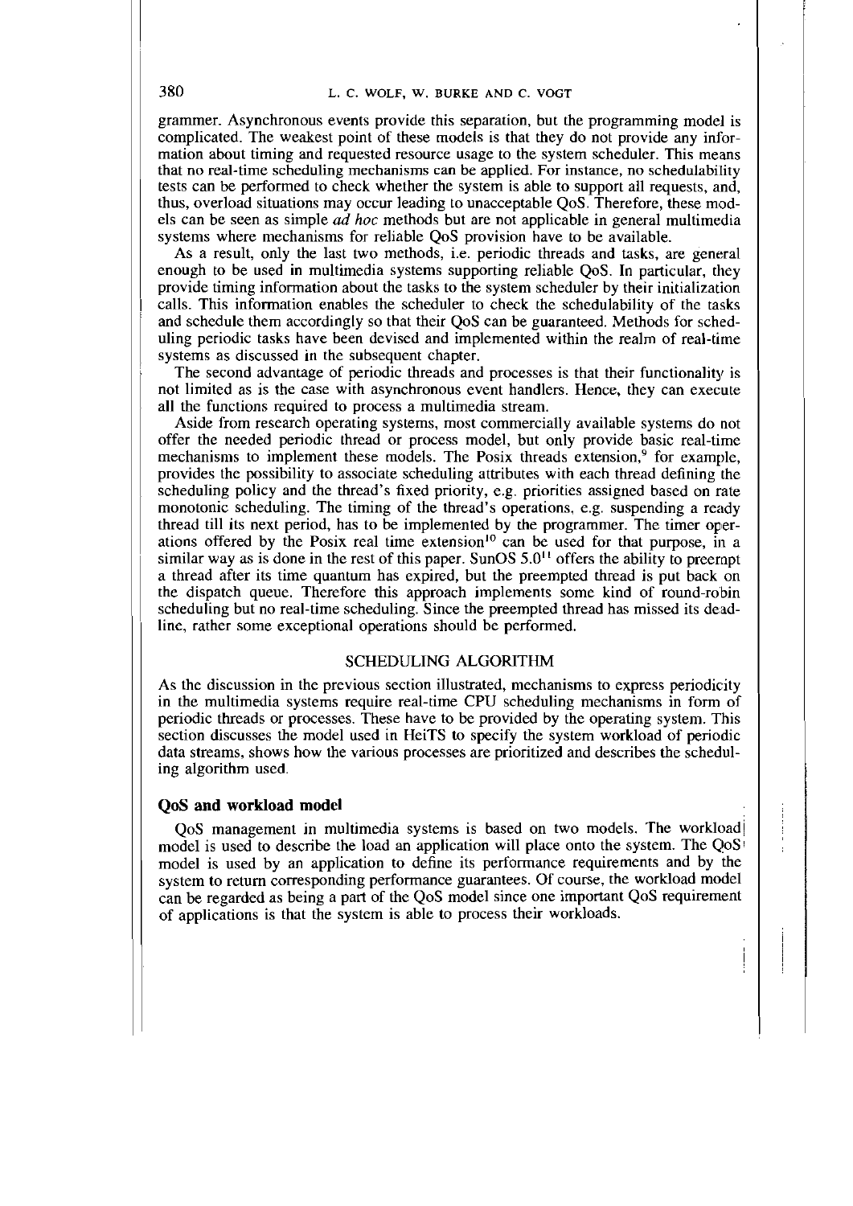grammer. Asynchronous events provide this separation, but the programming model is complicated. The weakest point of these models is that they do not provide any information about timing and requested resource usage to the system scheduler. This means that no real-time scheduling mechanisms can be applied. For instance, no schedulability tests can be performed to check whether the system is able to support all requests, and, thus, overload situations may occur leading to unacceptable QoS. Therefore, these models can be seen as simple *ad hoc* methods but are not applicable in general multimedia systems where mechanisms for reliable QoS provision have to be available.

As a result, only the last two methods, i.e. periodic threads and tasks, are general enough to be used in multimedia systems supporting reliable QoS. In particular, they provide timing information about the tasks to the system scheduler by their initialization calls. This information enables the scheduler to check the schedulability of the tasks and schedule them accordingly so that their QoS can be guaranteed. Methods for scheduling periodic tasks have been devised and implemented within the realm of real-time systems as discussed in the subsequent chapter.

The second advantage of periodic threads and processes is that their functionality is not limited as is the case with asynchronous event handlers. Hence, they can execute all the functions required to process a multimedia stream.

Aside from research operating systems, most commercially available systems do not offer the needed periodic thread or process model, but only provide basic real-time mechanisms to implement these models. The Posix threads extension,[9] for example, provides the possibility to associate scheduling attributes with each thread defining the scheduling policy and the thread's fixed priority, e.g. priorities assigned based on rate monotonic scheduling. The timing of the thread's operations, e.g. suspending a ready thread till its next period, has to be implemented by the programmer. The timer operations offered by the Posix real time extension[10] can be used for that purpose, in a similar way as is done in the rest of this paper. SunOS 5.0[11] offers the ability to preempt a thread after its time quantum has expired, but the preempted thread is put back on the dispatch queue. Therefore this approach implements some kind of round-robin scheduling but no real-time scheduling. Since the preempted thread has missed its deadline, rather some exceptional operations should be performed.

## SCHEDULING ALGORITHM

As the discussion in the previous section illustrated, mechanisms to express periodicity in the multimedia systems require real-time CPU scheduling mechanisms in form of periodic threads or processes. These have to be provided by the operating system. This section discusses the model used in HeiTS to specify the system workload of periodic data streams, shows how the various processes are prioritized and describes the scheduling algorithm used.

### QoS and workload model

QoS management in multimedia systems is based on two models. The workload model is used to describe the load an application will place onto the system. The QoS model is used by an application to define its performance requirements and by the system to return corresponding performance guarantees. Of course, the workload model can be regarded as being a part of the QoS model since one important QoS requirement of applications is that the system is able to process their workloads.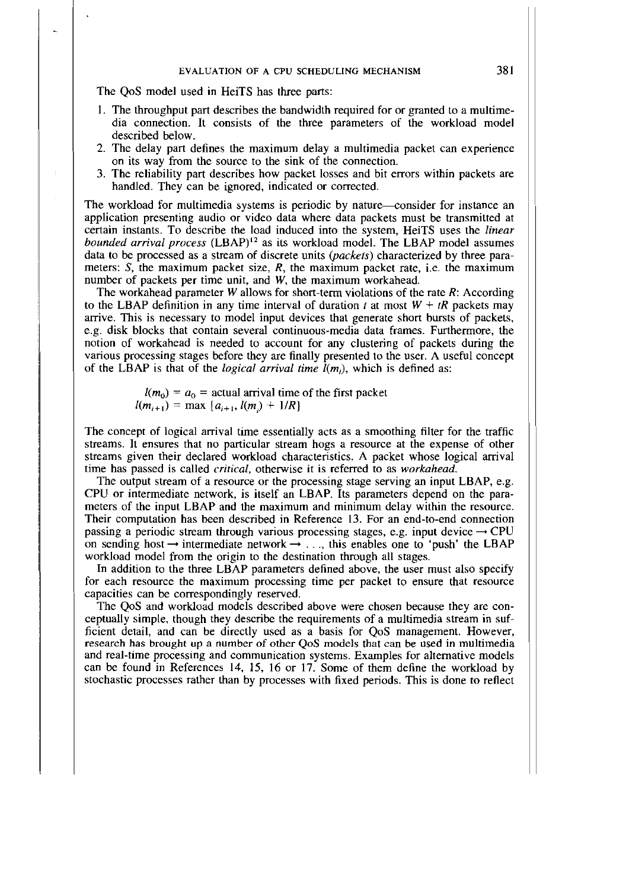The QoS model used in HeiTS has three parts:

1. The throughput part describes the bandwidth required for or granted to a multimedia connection. It consists of the three parameters of the workload model described below.
2. The delay part defines the maximum delay a multimedia packet can experience on its way from the source to the sink of the connection.
3. The reliability part describes how packet losses and bit errors within packets are handled. They can be ignored, indicated or corrected.

The workload for multimedia systems is periodic by nature—consider for instance an application presenting audio or video data where data packets must be transmitted at certain instants. To describe the load induced into the system, HeiTS uses the *linear bounded arrival process* (LBAP)[12] as its workload model. The LBAP model assumes data to be processed as a stream of discrete units (*packets*) characterized by three parameters: $S$, the maximum packet size, $R$, the maximum packet rate, i.e. the maximum number of packets per time unit, and $W$, the maximum workahead.

The workahead parameter $W$ allows for short-term violations of the rate $R$: According to the LBAP definition in any time interval of duration $t$ at most $W + tR$ packets may arrive. This is necessary to model input devices that generate short bursts of packets, e.g. disk blocks that contain several continuous-media data frames. Furthermore, the notion of workahead is needed to account for any clustering of packets during the various processing stages before they are finally presented to the user. A useful concept of the LBAP is that of the *logical arrival time* $l(m_i)$, which is defined as:

$$l(m_0) = a_0 = \text{actual arrival time of the first packet}$$
$$l(m_{i+1}) = \max \{a_{i+1}, l(m_i) + 1/R\}$$

The concept of logical arrival time essentially acts as a smoothing filter for the traffic streams. It ensures that no particular stream hogs a resource at the expense of other streams given their declared workload characteristics. A packet whose logical arrival time has passed is called *critical*, otherwise it is referred to as *workahead*.

The output stream of a resource or the processing stage serving an input LBAP, e.g. CPU or intermediate network, is itself an LBAP. Its parameters depend on the parameters of the input LBAP and the maximum and minimum delay within the resource. Their computation has been described in Reference 13. For an end-to-end connection passing a periodic stream through various processing stages, e.g. input device → CPU on sending host → intermediate network → . . ., this enables one to 'push' the LBAP workload model from the origin to the destination through all stages.

In addition to the three LBAP parameters defined above, the user must also specify for each resource the maximum processing time per packet to ensure that resource capacities can be correspondingly reserved.

The QoS and workload models described above were chosen because they are conceptually simple, though they describe the requirements of a multimedia stream in sufficient detail, and can be directly used as a basis for QoS management. However, research has brought up a number of other QoS models that can be used in multimedia and real-time processing and communication systems. Examples for alternative models can be found in References 14, 15, 16 or 17. Some of them define the workload by stochastic processes rather than by processes with fixed periods. This is done to reflect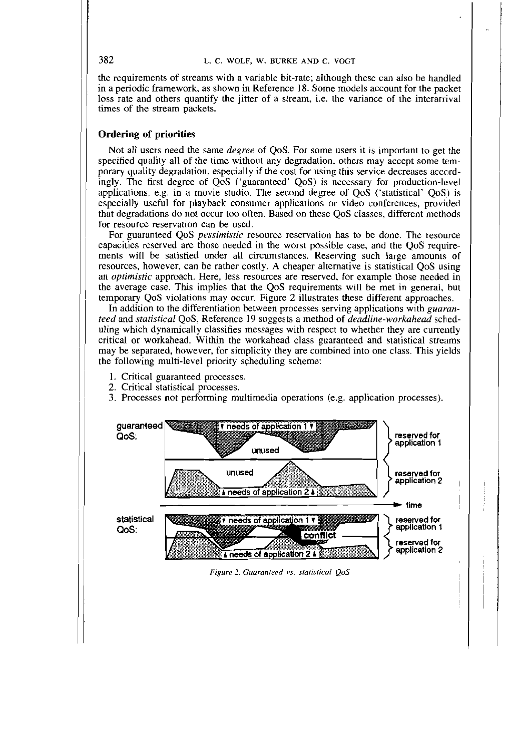the requirements of streams with a variable bit-rate; although these can also be handled in a periodic framework, as shown in Reference 18. Some models account for the packet loss rate and others quantify the jitter of a stream, i.e. the variance of the interarrival times of the stream packets.

### Ordering of priorities

Not all users need the same *degree* of QoS. For some users it is important to get the specified quality all of the time without any degradation, others may accept some temporary quality degradation, especially if the cost for using this service decreases accordingly. The first degree of QoS ('guaranteed' QoS) is necessary for production-level applications, e.g. in a movie studio. The second degree of QoS ('statistical' QoS) is especially useful for playback consumer applications or video conferences, provided that degradations do not occur too often. Based on these QoS classes, different methods for resource reservation can be used.

For guaranteed QoS *pessimistic* resource reservation has to be done. The resource capacities reserved are those needed in the worst possible case, and the QoS requirements will be satisfied under all circumstances. Reserving such large amounts of resources, however, can be rather costly. A cheaper alternative is statistical QoS using an *optimistic* approach. Here, less resources are reserved, for example those needed in the average case. This implies that the QoS requirements will be met in general, but temporary QoS violations may occur. Figure 2 illustrates these different approaches.

In addition to the differentiation between processes serving applications with *guaranteed* and *statistical* QoS, Reference 19 suggests a method of *deadline-workahead* scheduling which dynamically classifies messages with respect to whether they are currently critical or workahead. Within the workahead class guaranteed and statistical streams may be separated, however, for simplicity they are combined into one class. This yields the following multi-level priority scheduling scheme:

1. Critical guaranteed processes.
2. Critical statistical processes.
3. Processes not performing multimedia operations (e.g. application processes).

*Figure 2. Guaranteed vs. statistical QoS*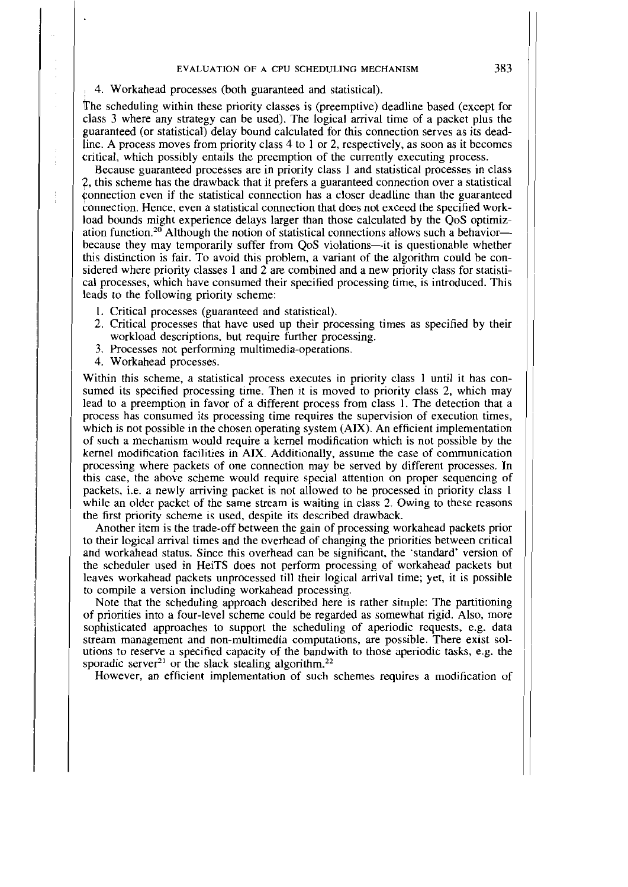4. Workahead processes (both guaranteed and statistical).

The scheduling within these priority classes is (preemptive) deadline based (except for class 3 where any strategy can be used). The logical arrival time of a packet plus the guaranteed (or statistical) delay bound calculated for this connection serves as its deadline. A process moves from priority class 4 to 1 or 2, respectively, as soon as it becomes critical, which possibly entails the preemption of the currently executing process.

Because guaranteed processes are in priority class 1 and statistical processes in class 2, this scheme has the drawback that it prefers a guaranteed connection over a statistical connection even if the statistical connection has a closer deadline than the guaranteed connection. Hence, even a statistical connection that does not exceed the specified workload bounds might experience delays larger than those calculated by the QoS optimization function.[20] Although the notion of statistical connections allows such a behavior—because they may temporarily suffer from QoS violations—it is questionable whether this distinction is fair. To avoid this problem, a variant of the algorithm could be considered where priority classes 1 and 2 are combined and a new priority class for statistical processes, which have consumed their specified processing time, is introduced. This leads to the following priority scheme:

1. Critical processes (guaranteed and statistical).
2. Critical processes that have used up their processing times as specified by their workload descriptions, but require further processing.
3. Processes not performing multimedia-operations.
4. Workahead processes.

Within this scheme, a statistical process executes in priority class 1 until it has consumed its specified processing time. Then it is moved to priority class 2, which may lead to a preemption in favor of a different process from class 1. The detection that a process has consumed its processing time requires the supervision of execution times, which is not possible in the chosen operating system (AIX). An efficient implementation of such a mechanism would require a kernel modification which is not possible by the kernel modification facilities in AIX. Additionally, assume the case of communication processing where packets of one connection may be served by different processes. In this case, the above scheme would require special attention on proper sequencing of packets, i.e. a newly arriving packet is not allowed to be processed in priority class 1 while an older packet of the same stream is waiting in class 2. Owing to these reasons the first priority scheme is used, despite its described drawback.

Another item is the trade-off between the gain of processing workahead packets prior to their logical arrival times and the overhead of changing the priorities between critical and workahead status. Since this overhead can be significant, the 'standard' version of the scheduler used in HeiTS does not perform processing of workahead packets but leaves workahead packets unprocessed till their logical arrival time; yet, it is possible to compile a version including workahead processing.

Note that the scheduling approach described here is rather simple: The partitioning of priorities into a four-level scheme could be regarded as somewhat rigid. Also, more sophisticated approaches to support the scheduling of aperiodic requests, e.g. data stream management and non-multimedia computations, are possible. There exist solutions to reserve a specified capacity of the bandwith to those aperiodic tasks, e.g. the sporadic server[21] or the slack stealing algorithm.[22]

However, an efficient implementation of such schemes requires a modification of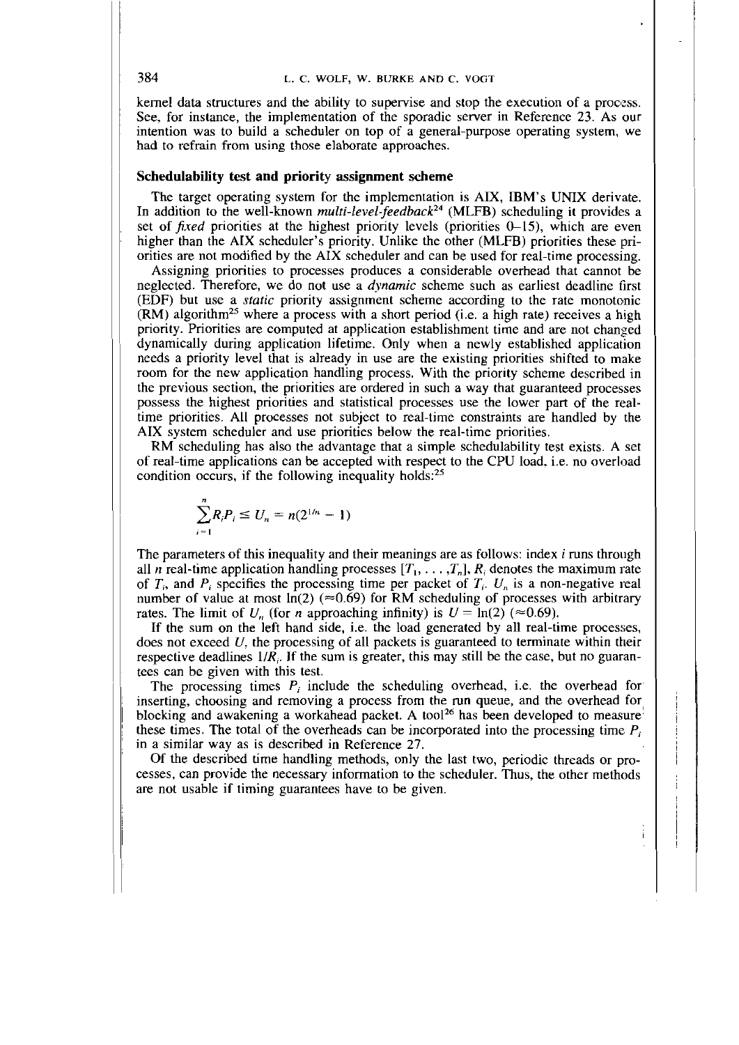kernel data structures and the ability to supervise and stop the execution of a process. See, for instance, the implementation of the sporadic server in Reference 23. As our intention was to build a scheduler on top of a general-purpose operating system, we had to refrain from using those elaborate approaches.

### Schedulability test and priority assignment scheme

The target operating system for the implementation is AIX, IBM's UNIX derivate. In addition to the well-known *multi-level-feedback*[24] (MLFB) scheduling it provides a set of *fixed* priorities at the highest priority levels (priorities 0–15), which are even higher than the AIX scheduler's priority. Unlike the other (MLFB) priorities these priorities are not modified by the AIX scheduler and can be used for real-time processing.

Assigning priorities to processes produces a considerable overhead that cannot be neglected. Therefore, we do not use a *dynamic* scheme such as earliest deadline first (EDF) but use a *static* priority assignment scheme according to the rate monotonic (RM) algorithm[25] where a process with a short period (i.e. a high rate) receives a high priority. Priorities are computed at application establishment time and are not changed dynamically during application lifetime. Only when a newly established application needs a priority level that is already in use are the existing priorities shifted to make room for the new application handling process. With the priority scheme described in the previous section, the priorities are ordered in such a way that guaranteed processes possess the highest priorities and statistical processes use the lower part of the real-time priorities. All processes not subject to real-time constraints are handled by the AIX system scheduler and use priorities below the real-time priorities.

RM scheduling has also the advantage that a simple schedulability test exists. A set of real-time applications can be accepted with respect to the CPU load, i.e. no overload condition occurs, if the following inequality holds:[25]

$$\sum_{i=1}^{n} R_i P_i \leq U_n = n(2^{1/n} - 1)$$

The parameters of this inequality and their meanings are as follows: index $i$ runs through all $n$ real-time application handling processes $[T_1, \ldots, T_n]$, $R_i$ denotes the maximum rate of $T_i$, and $P_i$ specifies the processing time per packet of $T_i$. $U_n$ is a non-negative real number of value at most $\ln(2)$ ($\approx 0.69$) for RM scheduling of processes with arbitrary rates. The limit of $U_n$ (for $n$ approaching infinity) is $U = \ln(2)$ ($\approx 0.69$).

If the sum on the left hand side, i.e. the load generated by all real-time processes, does not exceed $U$, the processing of all packets is guaranteed to terminate within their respective deadlines $1/R_i$. If the sum is greater, this may still be the case, but no guarantees can be given with this test.

The processing times $P_i$ include the scheduling overhead, i.e. the overhead for inserting, choosing and removing a process from the run queue, and the overhead for blocking and awakening a workahead packet. A tool[26] has been developed to measure these times. The total of the overheads can be incorporated into the processing time $P_i$ in a similar way as is described in Reference 27.

Of the described time handling methods, only the last two, periodic threads or processes, can provide the necessary information to the scheduler. Thus, the other methods are not usable if timing guarantees have to be given.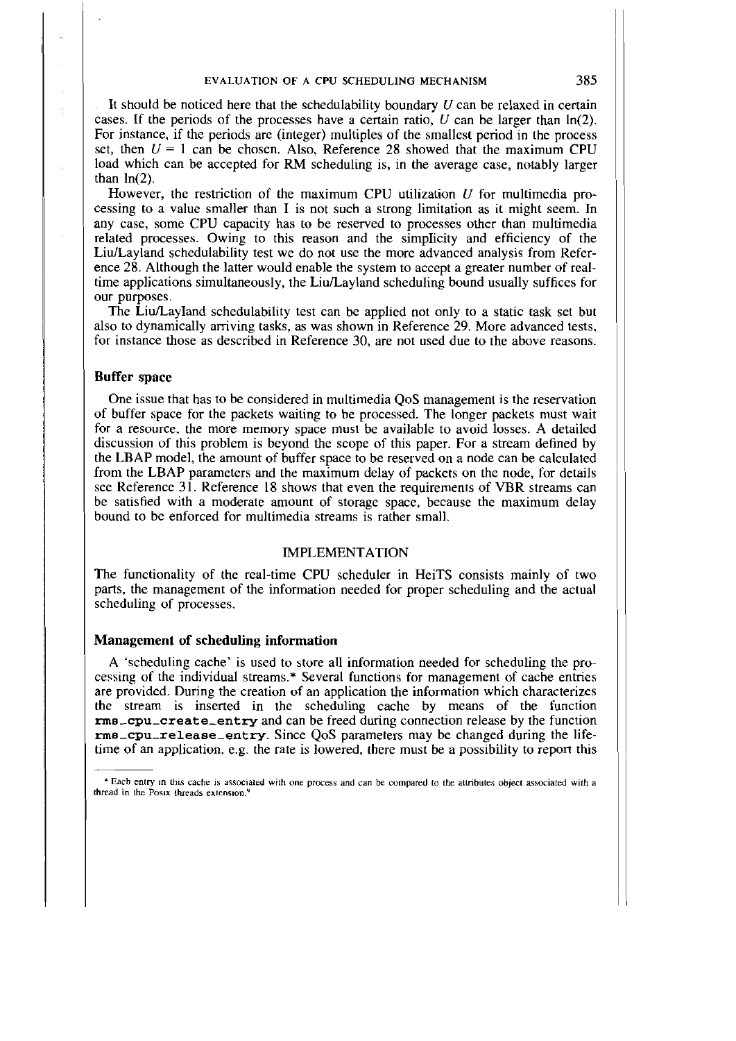It should be noticed here that the schedulability boundary $U$ can be relaxed in certain cases. If the periods of the processes have a certain ratio, $U$ can be larger than $\ln(2)$. For instance, if the periods are (integer) multiples of the smallest period in the process set, then $U = 1$ can be chosen. Also, Reference 28 showed that the maximum CPU load which can be accepted for RM scheduling is, in the average case, notably larger than $\ln(2)$.

However, the restriction of the maximum CPU utilization $U$ for multimedia processing to a value smaller than 1 is not such a strong limitation as it might seem. In any case, some CPU capacity has to be reserved to processes other than multimedia related processes. Owing to this reason and the simplicity and efficiency of the Liu/Layland schedulability test we do not use the more advanced analysis from Reference 28. Although the latter would enable the system to accept a greater number of real-time applications simultaneously, the Liu/Layland scheduling bound usually suffices for our purposes.

The Liu/Layland schedulability test can be applied not only to a static task set but also to dynamically arriving tasks, as was shown in Reference 29. More advanced tests, for instance those as described in Reference 30, are not used due to the above reasons.

### Buffer space

One issue that has to be considered in multimedia QoS management is the reservation of buffer space for the packets waiting to be processed. The longer packets must wait for a resource, the more memory space must be available to avoid losses. A detailed discussion of this problem is beyond the scope of this paper. For a stream defined by the LBAP model, the amount of buffer space to be reserved on a node can be calculated from the LBAP parameters and the maximum delay of packets on the node, for details see Reference 31. Reference 18 shows that even the requirements of VBR streams can be satisfied with a moderate amount of storage space, because the maximum delay bound to be enforced for multimedia streams is rather small.

## IMPLEMENTATION

The functionality of the real-time CPU scheduler in HeiTS consists mainly of two parts, the management of the information needed for proper scheduling and the actual scheduling of processes.

### Management of scheduling information

A 'scheduling cache' is used to store all information needed for scheduling the processing of the individual streams.* Several functions for management of cache entries are provided. During the creation of an application the information which characterizes the stream is inserted in the scheduling cache by means of the function **`rms_cpu_create_entry`** and can be freed during connection release by the function **`rms_cpu_release_entry`**. Since QoS parameters may be changed during the lifetime of an application, e.g. the rate is lowered, there must be a possibility to report this

---

\* Each entry in this cache is associated with one process and can be compared to the attributes object associated with a thread in the Posix threads extension.[9]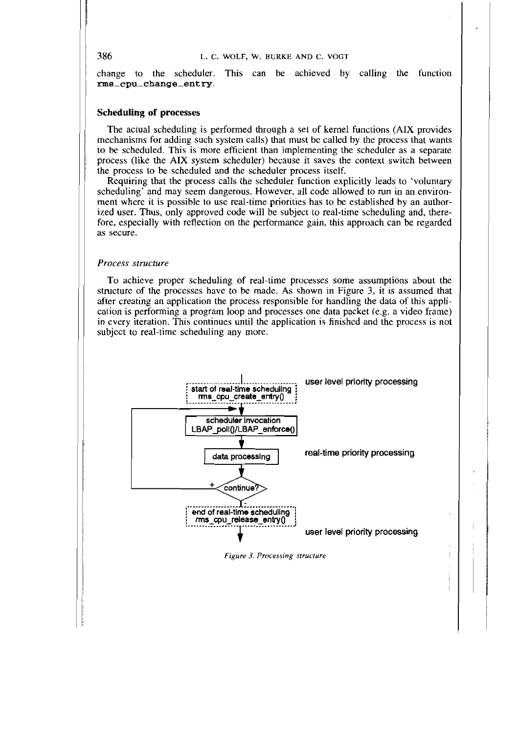change to the scheduler. This can be achieved by calling the function **rms_cpu_change_entry**.

### Scheduling of processes

The actual scheduling is performed through a set of kernel functions (AIX provides mechanisms for adding such system calls) that must be called by the process that wants to be scheduled. This is more efficient than implementing the scheduler as a separate process (like the AIX system scheduler) because it saves the context switch between the process to be scheduled and the scheduler process itself.

Requiring that the process calls the scheduler function explicitly leads to 'voluntary scheduling' and may seem dangerous. However, all code allowed to run in an environment where it is possible to use real-time priorities has to be established by an authorized user. Thus, only approved code will be subject to real-time scheduling and, therefore, especially with reflection on the performance gain, this approach can be regarded as secure.

#### *Process structure*

To achieve proper scheduling of real-time processes some assumptions about the structure of the processes have to be made. As shown in Figure 3, it is assumed that after creating an application the process responsible for handling the data of this application is performing a program loop and processes one data packet (e.g. a video frame) in every iteration. This continues until the application is finished and the process is not subject to real-time scheduling any more.

start of real-time scheduling rms_cpu_create_entry() — user level priority processing

scheduler invocation LBAP_poll()/LBAP_enforce()

data processing — real-time priority processing

continue? (+ / -)

end of real-time scheduling rms_cpu_release_entry() — user level priority processing

*Figure 3. Processing structure*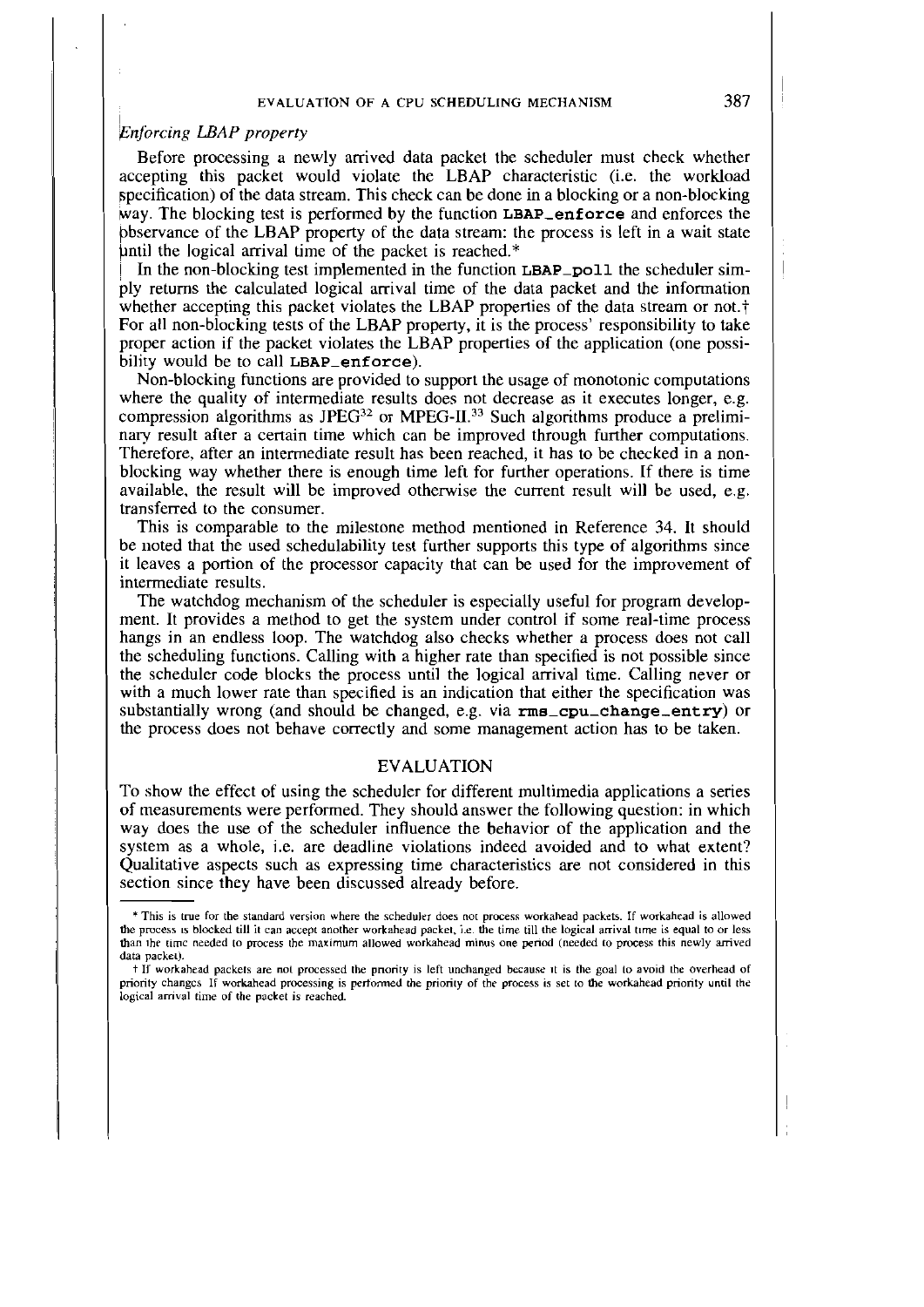### *Enforcing LBAP property*

Before processing a newly arrived data packet the scheduler must check whether accepting this packet would violate the LBAP characteristic (i.e. the workload specification) of the data stream. This check can be done in a blocking or a non-blocking way. The blocking test is performed by the function **LBAP_enforce** and enforces the observance of the LBAP property of the data stream: the process is left in a wait state until the logical arrival time of the packet is reached.*

In the non-blocking test implemented in the function **LBAP_poll** the scheduler simply returns the calculated logical arrival time of the data packet and the information whether accepting this packet violates the LBAP properties of the data stream or not.† For all non-blocking tests of the LBAP property, it is the process' responsibility to take proper action if the packet violates the LBAP properties of the application (one possibility would be to call **LBAP_enforce**).

Non-blocking functions are provided to support the usage of monotonic computations where the quality of intermediate results does not decrease as it executes longer, e.g. compression algorithms as JPEG[32] or MPEG-II.[33] Such algorithms produce a preliminary result after a certain time which can be improved through further computations. Therefore, after an intermediate result has been reached, it has to be checked in a non-blocking way whether there is enough time left for further operations. If there is time available, the result will be improved otherwise the current result will be used, e.g. transferred to the consumer.

This is comparable to the milestone method mentioned in Reference 34. It should be noted that the used schedulability test further supports this type of algorithms since it leaves a portion of the processor capacity that can be used for the improvement of intermediate results.

The watchdog mechanism of the scheduler is especially useful for program development. It provides a method to get the system under control if some real-time process hangs in an endless loop. The watchdog also checks whether a process does not call the scheduling functions. Calling with a higher rate than specified is not possible since the scheduler code blocks the process until the logical arrival time. Calling never or with a much lower rate than specified is an indication that either the specification was substantially wrong (and should be changed, e.g. via **rms_cpu_change_entry**) or the process does not behave correctly and some management action has to be taken.

## EVALUATION

To show the effect of using the scheduler for different multimedia applications a series of measurements were performed. They should answer the following question: in which way does the use of the scheduler influence the behavior of the application and the system as a whole, i.e. are deadline violations indeed avoided and to what extent? Qualitative aspects such as expressing time characteristics are not considered in this section since they have been discussed already before.

---

* This is true for the standard version where the scheduler does not process workahead packets. If workahead is allowed the process is blocked till it can accept another workahead packet, i.e. the time till the logical arrival time is equal to or less than the time needed to process the maximum allowed workahead minus one period (needed to process this newly arrived data packet).

† If workahead packets are not processed the priority is left unchanged because it is the goal to avoid the overhead of priority changes. If workahead processing is performed the priority of the process is set to the workahead priority until the logical arrival time of the packet is reached.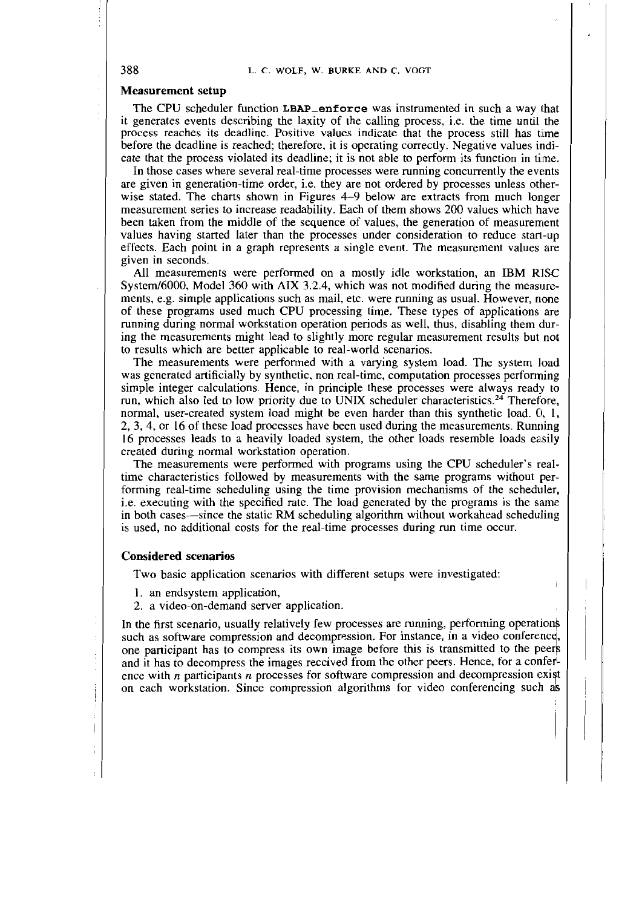### Measurement setup

The CPU scheduler function `LBAP_enforce` was instrumented in such a way that it generates events describing the laxity of the calling process, i.e. the time until the process reaches its deadline. Positive values indicate that the process still has time before the deadline is reached; therefore, it is operating correctly. Negative values indicate that the process violated its deadline; it is not able to perform its function in time.

In those cases where several real-time processes were running concurrently the events are given in generation-time order, i.e. they are not ordered by processes unless otherwise stated. The charts shown in Figures 4–9 below are extracts from much longer measurement series to increase readability. Each of them shows 200 values which have been taken from the middle of the sequence of values, the generation of measurement values having started later than the processes under consideration to reduce start-up effects. Each point in a graph represents a single event. The measurement values are given in seconds.

All measurements were performed on a mostly idle workstation, an IBM RISC System/6000, Model 360 with AIX 3.2.4, which was not modified during the measurements, e.g. simple applications such as mail, etc. were running as usual. However, none of these programs used much CPU processing time. These types of applications are running during normal workstation operation periods as well, thus, disabling them during the measurements might lead to slightly more regular measurement results but not to results which are better applicable to real-world scenarios.

The measurements were performed with a varying system load. The system load was generated artificially by synthetic, non real-time, computation processes performing simple integer calculations. Hence, in principle these processes were always ready to run, which also led to low priority due to UNIX scheduler characteristics.[24] Therefore, normal, user-created system load might be even harder than this synthetic load. 0, 1, 2, 3, 4, or 16 of these load processes have been used during the measurements. Running 16 processes leads to a heavily loaded system, the other loads resemble loads easily created during normal workstation operation.

The measurements were performed with programs using the CPU scheduler's real-time characteristics followed by measurements with the same programs without performing real-time scheduling using the time provision mechanisms of the scheduler, i.e. executing with the specified rate. The load generated by the programs is the same in both cases—since the static RM scheduling algorithm without workahead scheduling is used, no additional costs for the real-time processes during run time occur.

### Considered scenarios

Two basic application scenarios with different setups were investigated:

1. an endsystem application,
2. a video-on-demand server application.

In the first scenario, usually relatively few processes are running, performing operations such as software compression and decompression. For instance, in a video conference, one participant has to compress its own image before this is transmitted to the peers and it has to decompress the images received from the other peers. Hence, for a conference with *n* participants *n* processes for software compression and decompression exist on each workstation. Since compression algorithms for video conferencing such as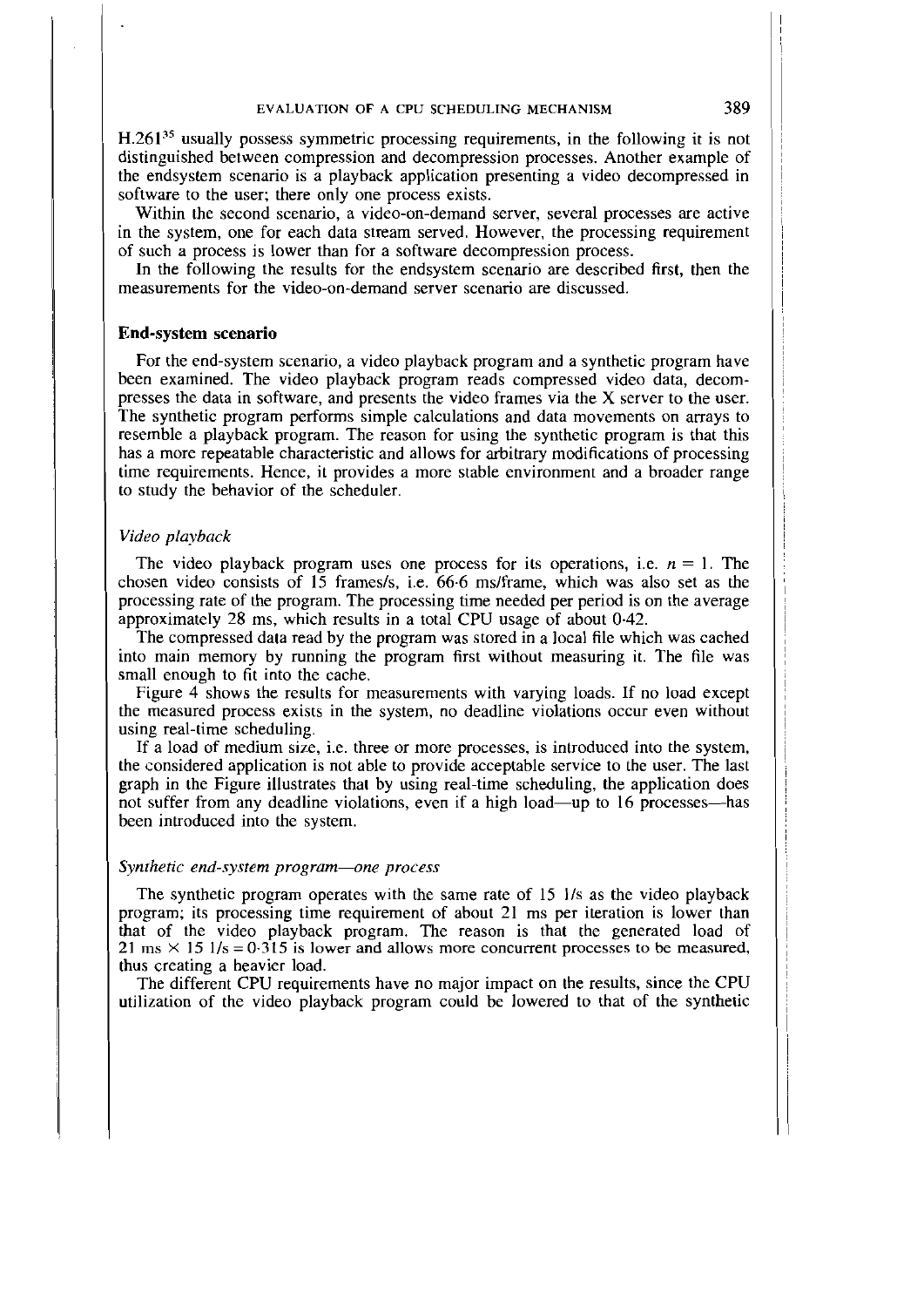H.261[35] usually possess symmetric processing requirements, in the following it is not distinguished between compression and decompression processes. Another example of the endsystem scenario is a playback application presenting a video decompressed in software to the user; there only one process exists.

Within the second scenario, a video-on-demand server, several processes are active in the system, one for each data stream served. However, the processing requirement of such a process is lower than for a software decompression process.

In the following the results for the endsystem scenario are described first, then the measurements for the video-on-demand server scenario are discussed.

## End-system scenario

For the end-system scenario, a video playback program and a synthetic program have been examined. The video playback program reads compressed video data, decompresses the data in software, and presents the video frames via the X server to the user. The synthetic program performs simple calculations and data movements on arrays to resemble a playback program. The reason for using the synthetic program is that this has a more repeatable characteristic and allows for arbitrary modifications of processing time requirements. Hence, it provides a more stable environment and a broader range to study the behavior of the scheduler.

### *Video playback*

The video playback program uses one process for its operations, i.e. $n = 1$. The chosen video consists of 15 frames/s, i.e. 66·6 ms/frame, which was also set as the processing rate of the program. The processing time needed per period is on the average approximately 28 ms, which results in a total CPU usage of about 0·42.

The compressed data read by the program was stored in a local file which was cached into main memory by running the program first without measuring it. The file was small enough to fit into the cache.

Figure 4 shows the results for measurements with varying loads. If no load except the measured process exists in the system, no deadline violations occur even without using real-time scheduling.

If a load of medium size, i.e. three or more processes, is introduced into the system, the considered application is not able to provide acceptable service to the user. The last graph in the Figure illustrates that by using real-time scheduling, the application does not suffer from any deadline violations, even if a high load—up to 16 processes—has been introduced into the system.

### *Synthetic end-system program—one process*

The synthetic program operates with the same rate of 15 1/s as the video playback program; its processing time requirement of about 21 ms per iteration is lower than that of the video playback program. The reason is that the generated load of $21 \text{ ms} \times 15 \text{ 1/s} = 0{\cdot}315$ is lower and allows more concurrent processes to be measured, thus creating a heavier load.

The different CPU requirements have no major impact on the results, since the CPU utilization of the video playback program could be lowered to that of the synthetic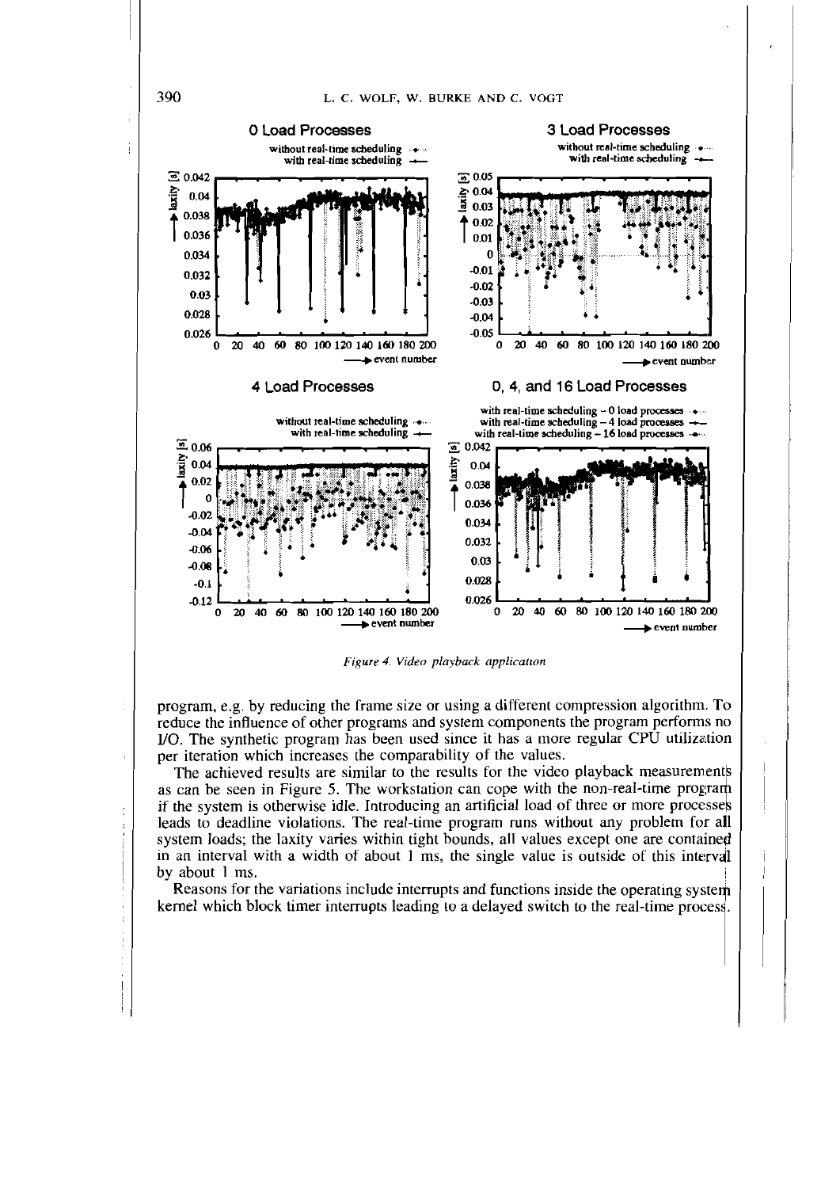*Figure 4. Video playback application*

program, e.g. by reducing the frame size or using a different compression algorithm. To reduce the influence of other programs and system components the program performs no I/O. The synthetic program has been used since it has a more regular CPU utilization per iteration which increases the comparability of the values.

The achieved results are similar to the results for the video playback measurements as can be seen in Figure 5. The workstation can cope with the non-real-time program if the system is otherwise idle. Introducing an artificial load of three or more processes leads to deadline violations. The real-time program runs without any problem for all system loads; the laxity varies within tight bounds, all values except one are contained in an interval with a width of about 1 ms, the single value is outside of this interval by about 1 ms.

Reasons for the variations include interrupts and functions inside the operating system kernel which block timer interrupts leading to a delayed switch to the real-time process.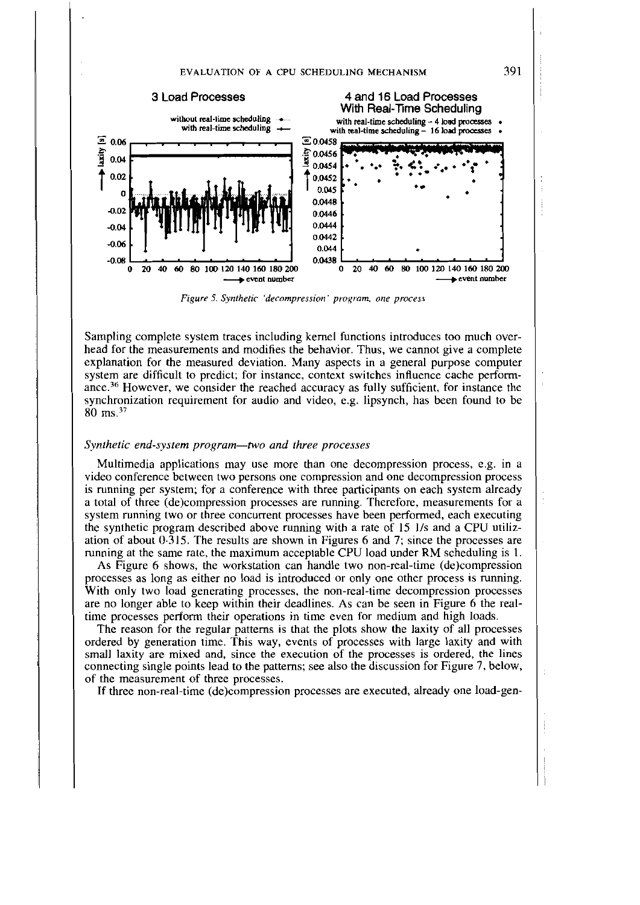*Figure 5. Synthetic 'decompression' program, one process*

Sampling complete system traces including kernel functions introduces too much overhead for the measurements and modifies the behavior. Thus, we cannot give a complete explanation for the measured deviation. Many aspects in a general purpose computer system are difficult to predict; for instance, context switches influence cache performance.[36] However, we consider the reached accuracy as fully sufficient, for instance the synchronization requirement for audio and video, e.g. lipsynch, has been found to be 80 ms.[37]

### *Synthetic end-system program—two and three processes*

Multimedia applications may use more than one decompression process, e.g. in a video conference between two persons one compression and one decompression process is running per system; for a conference with three participants on each system already a total of three (de)compression processes are running. Therefore, measurements for a system running two or three concurrent processes have been performed, each executing the synthetic program described above running with a rate of 15 1/s and a CPU utilization of about 0·315. The results are shown in Figures 6 and 7; since the processes are running at the same rate, the maximum acceptable CPU load under RM scheduling is 1.

As Figure 6 shows, the workstation can handle two non-real-time (de)compression processes as long as either no load is introduced or only one other process is running. With only two load generating processes, the non-real-time decompression processes are no longer able to keep within their deadlines. As can be seen in Figure 6 the real-time processes perform their operations in time even for medium and high loads.

The reason for the regular patterns is that the plots show the laxity of all processes ordered by generation time. This way, events of processes with large laxity and with small laxity are mixed and, since the execution of the processes is ordered, the lines connecting single points lead to the patterns; see also the discussion for Figure 7, below, of the measurement of three processes.

If three non-real-time (de)compression processes are executed, already one load-gen-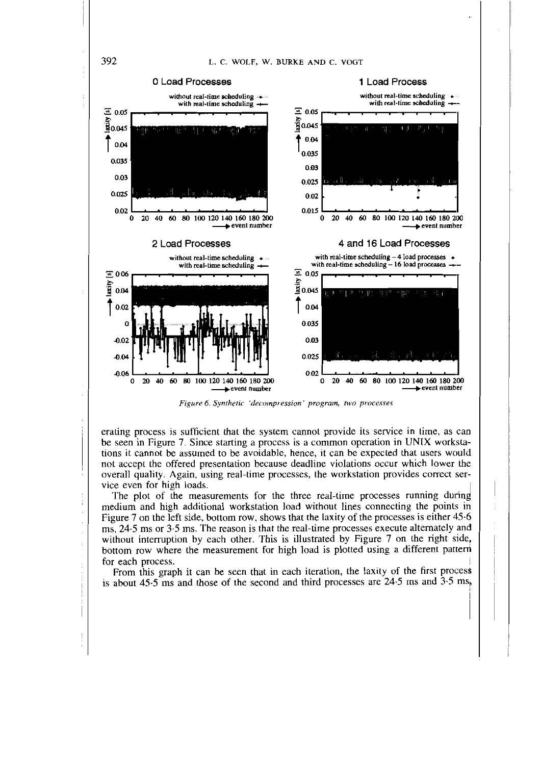Figure 6. Synthetic 'decompression' program, two processes

erating process is sufficient that the system cannot provide its service in time, as can be seen in Figure 7. Since starting a process is a common operation in UNIX workstations it cannot be assumed to be avoidable, hence, it can be expected that users would not accept the offered presentation because deadline violations occur which lower the overall quality. Again, using real-time processes, the workstation provides correct service even for high loads.

The plot of the measurements for the three real-time processes running during medium and high additional workstation load without lines connecting the points in Figure 7 on the left side, bottom row, shows that the laxity of the processes is either 45·6 ms, 24·5 ms or 3·5 ms. The reason is that the real-time processes execute alternately and without interruption by each other. This is illustrated by Figure 7 on the right side, bottom row where the measurement for high load is plotted using a different pattern for each process.

From this graph it can be seen that in each iteration, the laxity of the first process is about 45·5 ms and those of the second and third processes are 24·5 ms and 3·5 ms,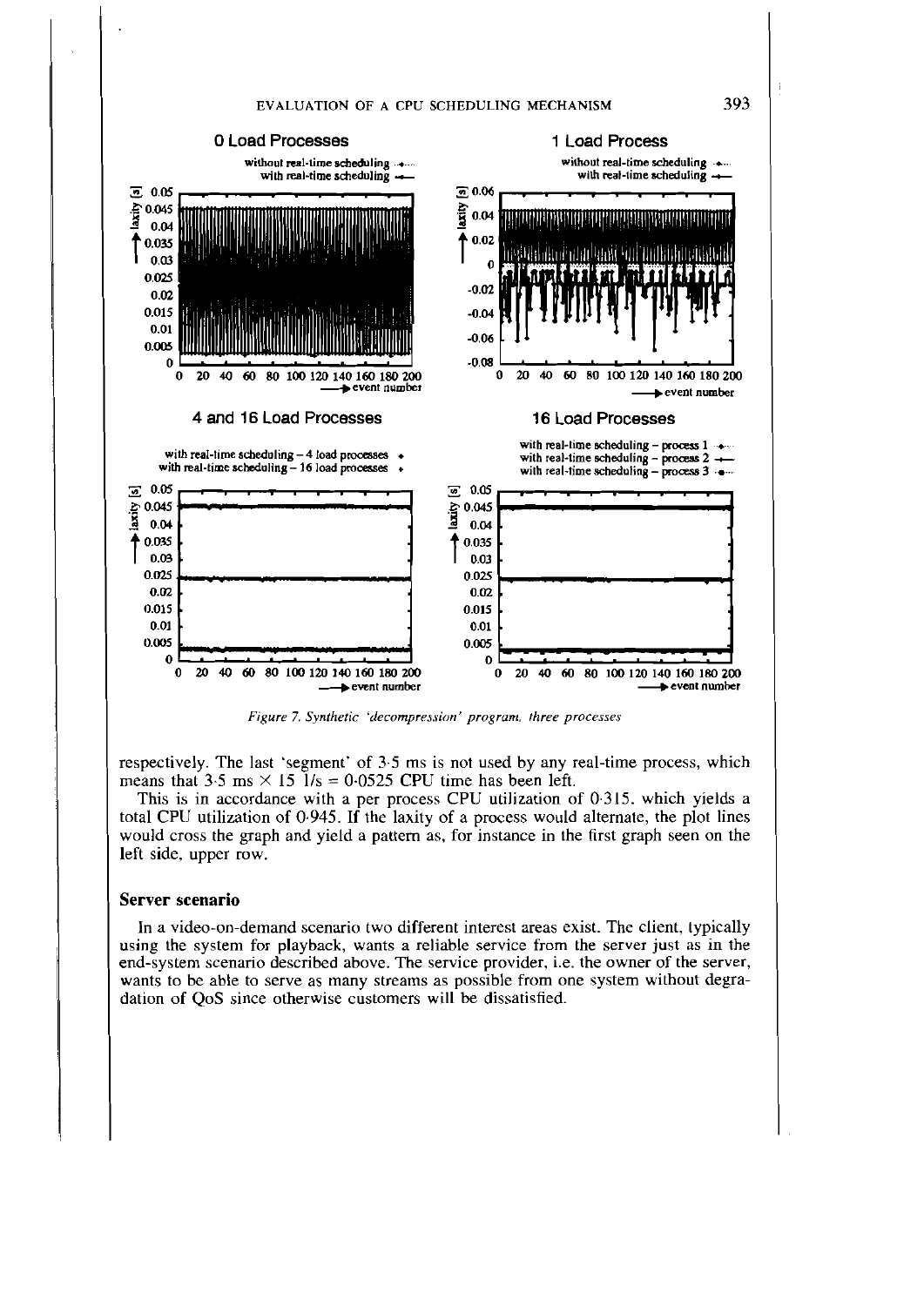*Figure 7. Synthetic 'decompression' program, three processes*

respectively. The last 'segment' of 3·5 ms is not used by any real-time process, which means that 3·5 ms × 15 1/s = 0·0525 CPU time has been left.

This is in accordance with a per process CPU utilization of 0·315, which yields a total CPU utilization of 0·945. If the laxity of a process would alternate, the plot lines would cross the graph and yield a pattern as, for instance in the first graph seen on the left side, upper row.

### Server scenario

In a video-on-demand scenario two different interest areas exist. The client, typically using the system for playback, wants a reliable service from the server just as in the end-system scenario described above. The service provider, i.e. the owner of the server, wants to be able to serve as many streams as possible from one system without degradation of QoS since otherwise customers will be dissatisfied.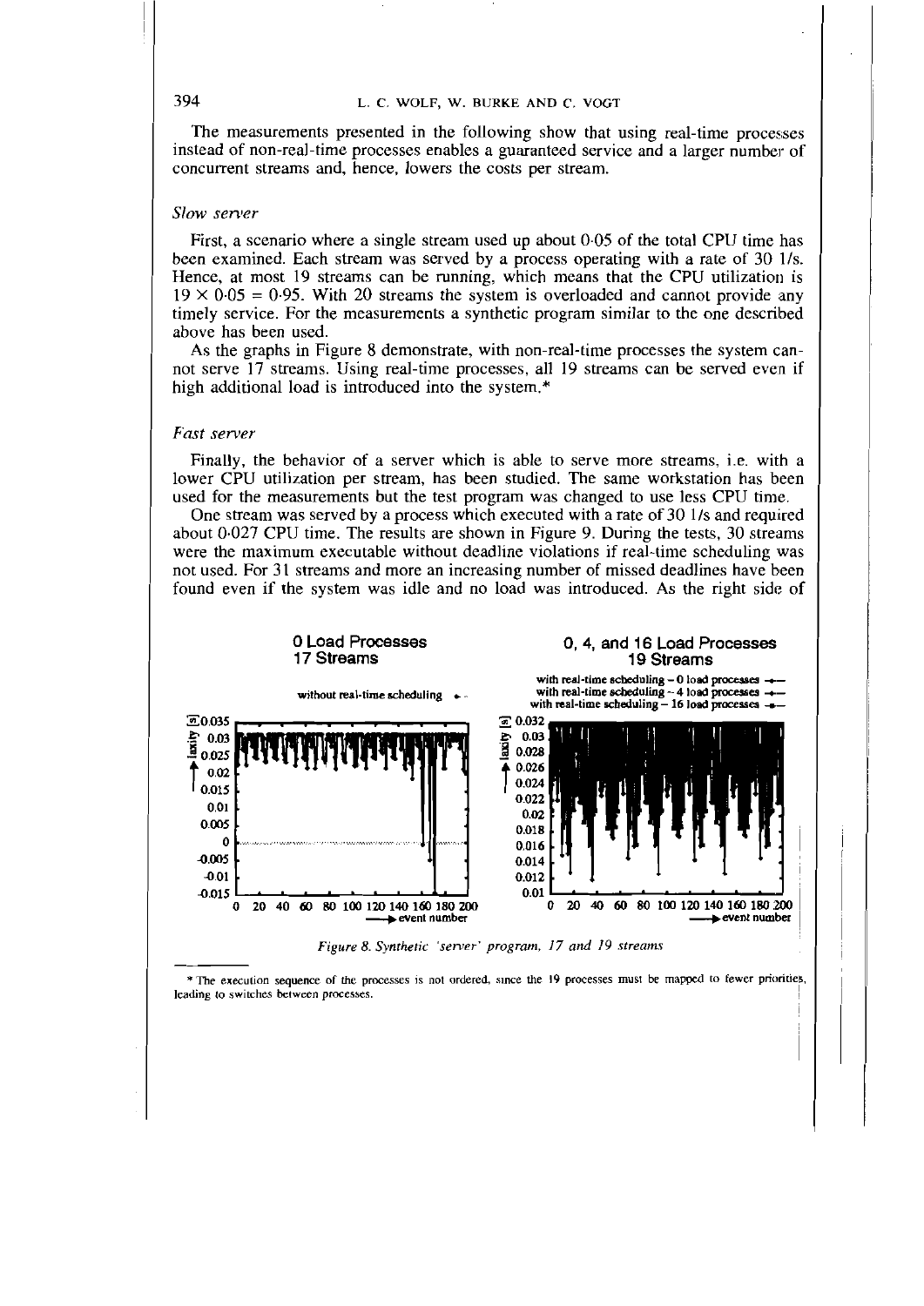The measurements presented in the following show that using real-time processes instead of non-real-time processes enables a guaranteed service and a larger number of concurrent streams and, hence, lowers the costs per stream.

### *Slow server*

First, a scenario where a single stream used up about 0·05 of the total CPU time has been examined. Each stream was served by a process operating with a rate of 30 1/s. Hence, at most 19 streams can be running, which means that the CPU utilization is $19 \times 0{\cdot}05 = 0{\cdot}95$. With 20 streams the system is overloaded and cannot provide any timely service. For the measurements a synthetic program similar to the one described above has been used.

As the graphs in Figure 8 demonstrate, with non-real-time processes the system cannot serve 17 streams. Using real-time processes, all 19 streams can be served even if high additional load is introduced into the system.*

### *Fast server*

Finally, the behavior of a server which is able to serve more streams, i.e. with a lower CPU utilization per stream, has been studied. The same workstation has been used for the measurements but the test program was changed to use less CPU time.

One stream was served by a process which executed with a rate of 30 1/s and required about 0·027 CPU time. The results are shown in Figure 9. During the tests, 30 streams were the maximum executable without deadline violations if real-time scheduling was not used. For 31 streams and more an increasing number of missed deadlines have been found even if the system was idle and no load was introduced. As the right side of

*Figure 8. Synthetic 'server' program, 17 and 19 streams*

---

\* The execution sequence of the processes is not ordered, since the 19 processes must be mapped to fewer priorities, leading to switches between processes.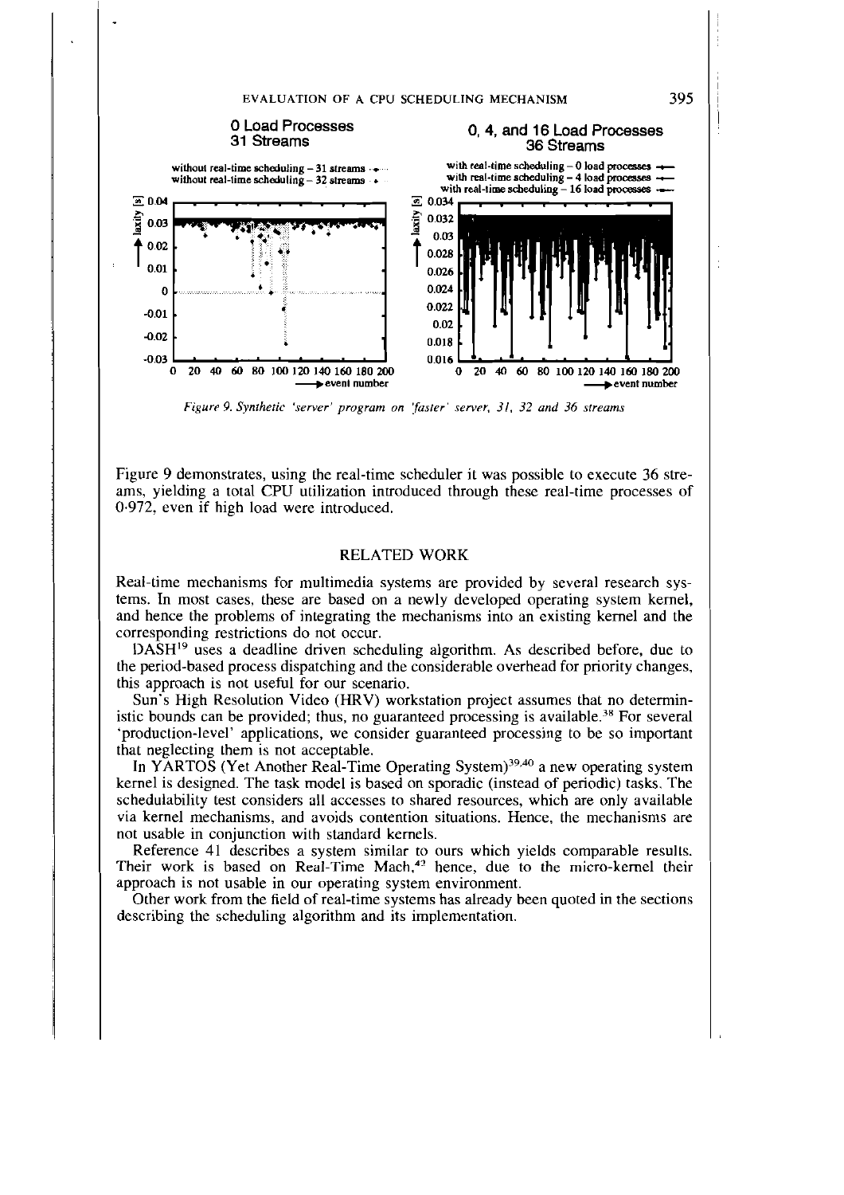*Figure 9. Synthetic 'server' program on 'faster' server, 31, 32 and 36 streams*

Figure 9 demonstrates, using the real-time scheduler it was possible to execute 36 streams, yielding a total CPU utilization introduced through these real-time processes of 0·972, even if high load were introduced.

## RELATED WORK

Real-time mechanisms for multimedia systems are provided by several research systems. In most cases, these are based on a newly developed operating system kernel, and hence the problems of integrating the mechanisms into an existing kernel and the corresponding restrictions do not occur.

DASH[19] uses a deadline driven scheduling algorithm. As described before, due to the period-based process dispatching and the considerable overhead for priority changes, this approach is not useful for our scenario.

Sun's High Resolution Video (HRV) workstation project assumes that no deterministic bounds can be provided; thus, no guaranteed processing is available.[38] For several 'production-level' applications, we consider guaranteed processing to be so important that neglecting them is not acceptable.

In YARTOS (Yet Another Real-Time Operating System)[39,40] a new operating system kernel is designed. The task model is based on sporadic (instead of periodic) tasks. The schedulability test considers all accesses to shared resources, which are only available via kernel mechanisms, and avoids contention situations. Hence, the mechanisms are not usable in conjunction with standard kernels.

Reference 41 describes a system similar to ours which yields comparable results. Their work is based on Real-Time Mach,[42] hence, due to the micro-kernel their approach is not usable in our operating system environment.

Other work from the field of real-time systems has already been quoted in the sections describing the scheduling algorithm and its implementation.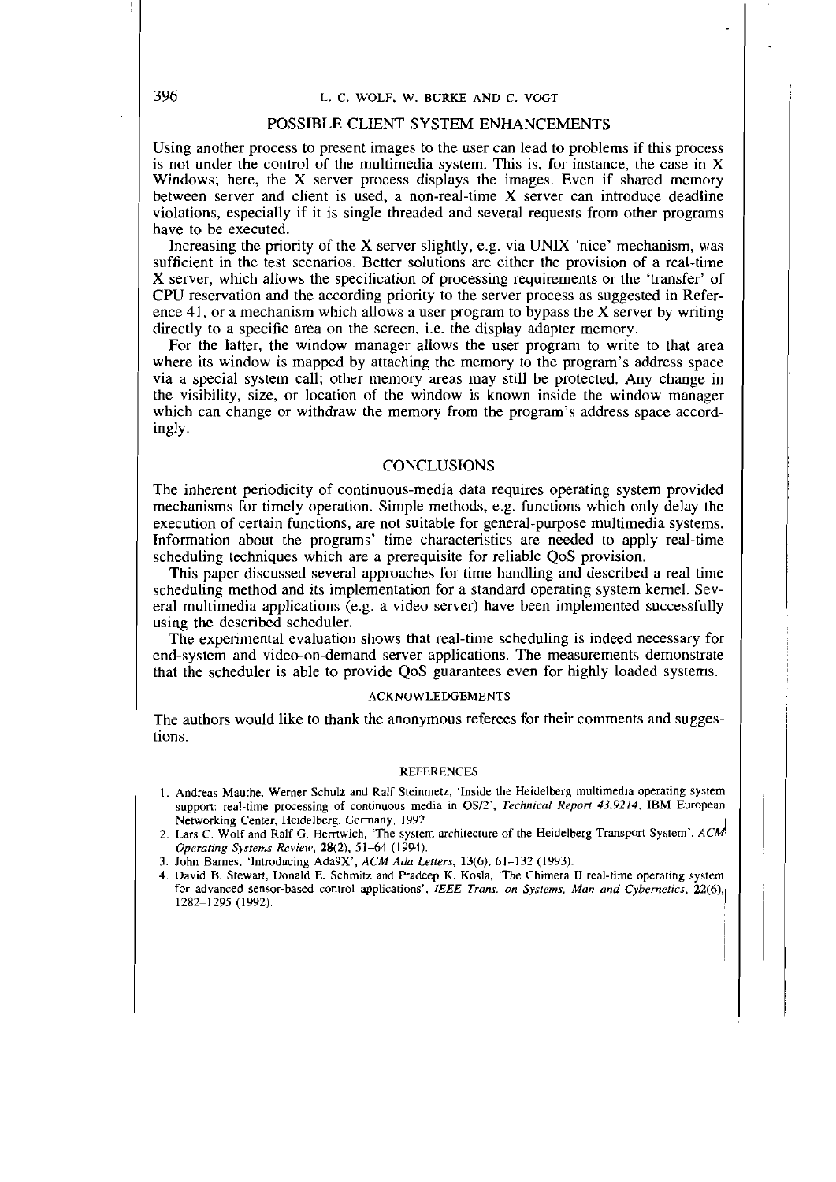## POSSIBLE CLIENT SYSTEM ENHANCEMENTS

Using another process to present images to the user can lead to problems if this process is not under the control of the multimedia system. This is, for instance, the case in X Windows; here, the X server process displays the images. Even if shared memory between server and client is used, a non-real-time X server can introduce deadline violations, especially if it is single threaded and several requests from other programs have to be executed.

Increasing the priority of the X server slightly, e.g. via UNIX 'nice' mechanism, was sufficient in the test scenarios. Better solutions are either the provision of a real-time X server, which allows the specification of processing requirements or the 'transfer' of CPU reservation and the according priority to the server process as suggested in Reference 41, or a mechanism which allows a user program to bypass the X server by writing directly to a specific area on the screen, i.e. the display adapter memory.

For the latter, the window manager allows the user program to write to that area where its window is mapped by attaching the memory to the program's address space via a special system call; other memory areas may still be protected. Any change in the visibility, size, or location of the window is known inside the window manager which can change or withdraw the memory from the program's address space accordingly.

## CONCLUSIONS

The inherent periodicity of continuous-media data requires operating system provided mechanisms for timely operation. Simple methods, e.g. functions which only delay the execution of certain functions, are not suitable for general-purpose multimedia systems. Information about the programs' time characteristics are needed to apply real-time scheduling techniques which are a prerequisite for reliable QoS provision.

This paper discussed several approaches for time handling and described a real-time scheduling method and its implementation for a standard operating system kernel. Several multimedia applications (e.g. a video server) have been implemented successfully using the described scheduler.

The experimental evaluation shows that real-time scheduling is indeed necessary for end-system and video-on-demand server applications. The measurements demonstrate that the scheduler is able to provide QoS guarantees even for highly loaded systems.

### ACKNOWLEDGEMENTS

The authors would like to thank the anonymous referees for their comments and suggestions.

### REFERENCES

1. Andreas Mauthe, Werner Schulz and Ralf Steinmetz, 'Inside the Heidelberg multimedia operating system support: real-time processing of continuous media in OS/2', *Technical Report 43.9214*, IBM European Networking Center, Heidelberg, Germany, 1992.
2. Lars C. Wolf and Ralf G. Herrtwich, 'The system architecture of the Heidelberg Transport System', *ACM Operating Systems Review*, **28**(2), 51–64 (1994).
3. John Barnes, 'Introducing Ada9X', *ACM Ada Letters*, **13**(6), 61–132 (1993).
4. David B. Stewart, Donald E. Schmitz and Pradeep K. Kosla, 'The Chimera II real-time operating system for advanced sensor-based control applications', *IEEE Trans. on Systems, Man and Cybernetics*, **22**(6), 1282–1295 (1992).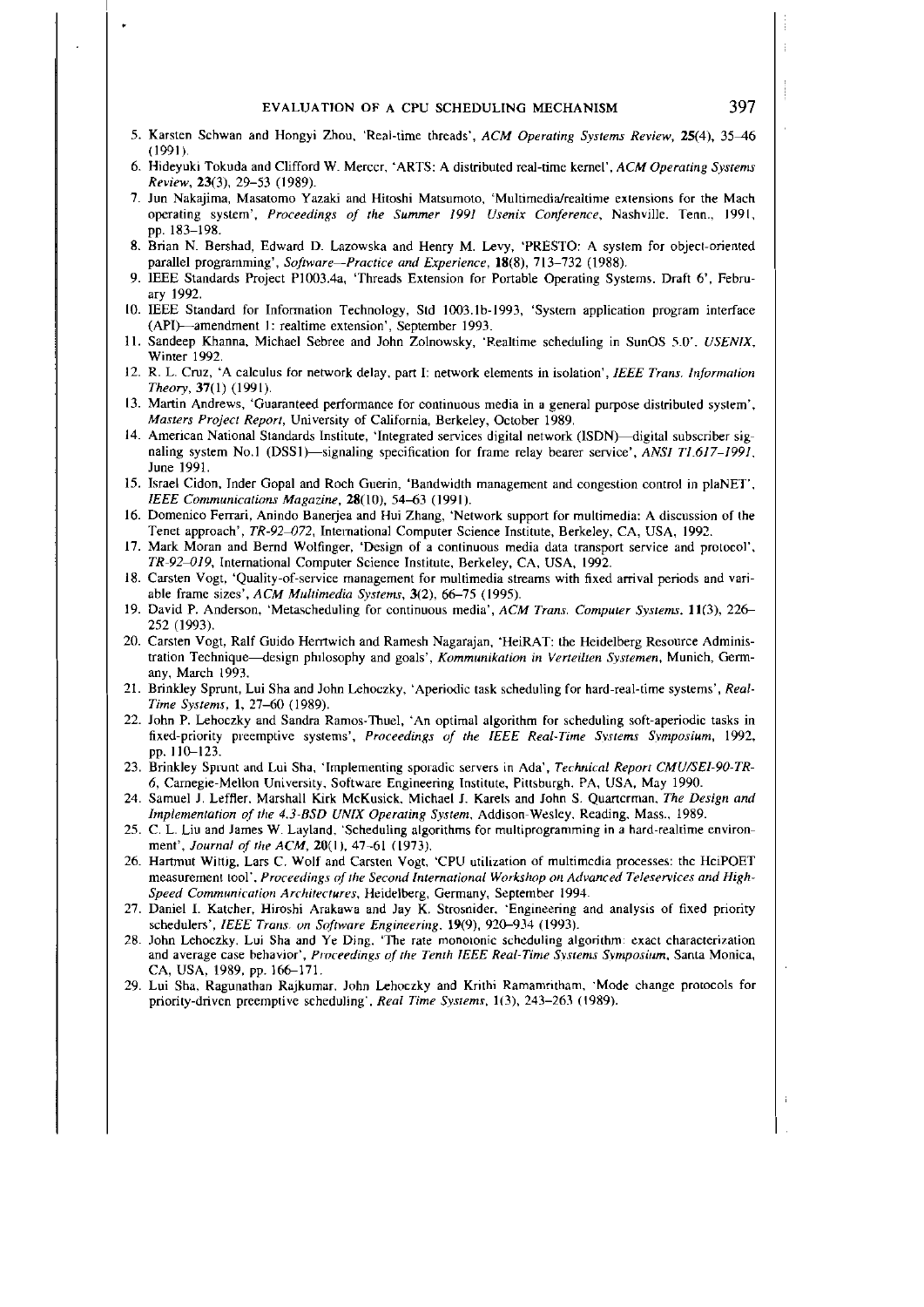5. Karsten Schwan and Hongyi Zhou, 'Real-time threads', *ACM Operating Systems Review*, **25**(4), 35–46 (1991).
6. Hideyuki Tokuda and Clifford W. Mercer, 'ARTS: A distributed real-time kernel', *ACM Operating Systems Review*, **23**(3), 29–53 (1989).
7. Jun Nakajima, Masatomo Yazaki and Hitoshi Matsumoto, 'Multimedia/realtime extensions for the Mach operating system', *Proceedings of the Summer 1991 Usenix Conference*, Nashville, Tenn., 1991, pp. 183–198.
8. Brian N. Bershad, Edward D. Lazowska and Henry M. Levy, 'PRESTO: A system for object-oriented parallel programming', *Software—Practice and Experience*, **18**(8), 713–732 (1988).
9. IEEE Standards Project P1003.4a, 'Threads Extension for Portable Operating Systems. Draft 6', February 1992.
10. IEEE Standard for Information Technology, Std 1003.1b-1993, 'System application program interface (API)—amendment 1: realtime extension', September 1993.
11. Sandeep Khanna, Michael Sebree and John Zolnowsky, 'Realtime scheduling in SunOS 5.0', *USENIX*, Winter 1992.
12. R. L. Cruz, 'A calculus for network delay, part I: network elements in isolation', *IEEE Trans. Information Theory*, **37**(1) (1991).
13. Martin Andrews, 'Guaranteed performance for continuous media in a general purpose distributed system', *Masters Project Report*, University of California, Berkeley, October 1989.
14. American National Standards Institute, 'Integrated services digital network (ISDN)—digital subscriber signaling system No.1 (DSS1)—signaling specification for frame relay bearer service', *ANSI T1.617–1991*, June 1991.
15. Israel Cidon, Inder Gopal and Roch Guerin, 'Bandwidth management and congestion control in plaNET', *IEEE Communications Magazine*, **28**(10), 54–63 (1991).
16. Domenico Ferrari, Anindo Banerjea and Hui Zhang, 'Network support for multimedia: A discussion of the Tenet approach', *TR-92–072*, International Computer Science Institute, Berkeley, CA, USA, 1992.
17. Mark Moran and Bernd Wolfinger, 'Design of a continuous media data transport service and protocol', *TR-92–019*, International Computer Science Institute, Berkeley, CA, USA, 1992.
18. Carsten Vogt, 'Quality-of-service management for multimedia streams with fixed arrival periods and variable frame sizes', *ACM Multimedia Systems*, **3**(2), 66–75 (1995).
19. David P. Anderson, 'Metascheduling for continuous media', *ACM Trans. Computer Systems*, **11**(3), 226–252 (1993).
20. Carsten Vogt, Ralf Guido Herrtwich and Ramesh Nagarajan, 'HeiRAT: the Heidelberg Resource Administration Technique—design philosophy and goals', *Kommunikation in Verteilten Systemen*, Munich, Germany, March 1993.
21. Brinkley Sprunt, Lui Sha and John Lehoczky, 'Aperiodic task scheduling for hard-real-time systems', *Real-Time Systems*, **1**, 27–60 (1989).
22. John P. Lehoczky and Sandra Ramos-Thuel, 'An optimal algorithm for scheduling soft-aperiodic tasks in fixed-priority preemptive systems', *Proceedings of the IEEE Real-Time Systems Symposium*, 1992, pp. 110–123.
23. Brinkley Sprunt and Lui Sha, 'Implementing sporadic servers in Ada', *Technical Report CMU/SEI-90-TR-6*, Carnegie-Mellon University, Software Engineering Institute, Pittsburgh, PA, USA, May 1990.
24. Samuel J. Leffler, Marshall Kirk McKusick, Michael J. Karels and John S. Quarterman, *The Design and Implementation of the 4.3-BSD UNIX Operating System*, Addison-Wesley, Reading, Mass., 1989.
25. C. L. Liu and James W. Layland, 'Scheduling algorithms for multiprogramming in a hard-realtime environment', *Journal of the ACM*, **20**(1), 47–61 (1973).
26. Hartmut Wittig, Lars C. Wolf and Carsten Vogt, 'CPU utilization of multimedia processes: the HeiPOET measurement tool', *Proceedings of the Second International Workshop on Advanced Teleservices and High-Speed Communication Architectures*, Heidelberg, Germany, September 1994.
27. Daniel I. Katcher, Hiroshi Arakawa and Jay K. Strosnider, 'Engineering and analysis of fixed priority schedulers', *IEEE Trans. on Software Engineering*, **19**(9), 920–934 (1993).
28. John Lehoczky, Lui Sha and Ye Ding, 'The rate monotonic scheduling algorithm: exact characterization and average case behavior', *Proceedings of the Tenth IEEE Real-Time Systems Symposium*, Santa Monica, CA, USA, 1989, pp. 166–171.
29. Lui Sha, Ragunathan Rajkumar, John Lehoczky and Krithi Ramamritham, 'Mode change protocols for priority-driven preemptive scheduling', *Real Time Systems*, 1(3), 243–263 (1989).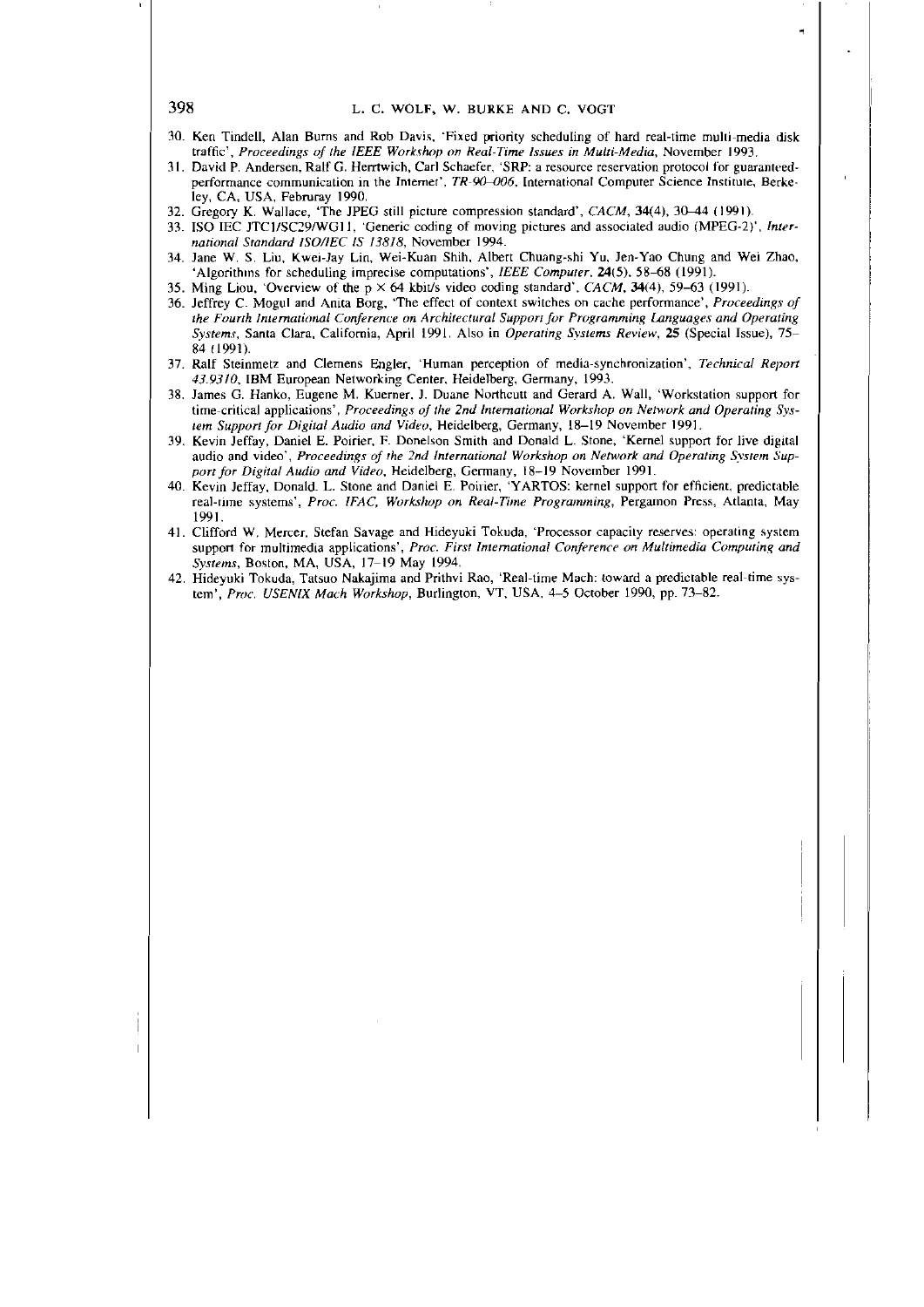30. Ken Tindell, Alan Burns and Rob Davis, 'Fixed priority scheduling of hard real-time multi-media disk traffic', *Proceedings of the IEEE Workshop on Real-Time Issues in Multi-Media*, November 1993.
31. David P. Andersen, Ralf G. Herrtwich, Carl Schaefer, 'SRP: a resource reservation protocol for guaranteed-performance communication in the Internet', *TR-90-006*, International Computer Science Institute, Berkeley, CA, USA, Februray 1990.
32. Gregory K. Wallace, 'The JPEG still picture compression standard', *CACM*, **34**(4), 30–44 (1991).
33. ISO IEC JTC1/SC29/WG11, 'Generic coding of moving pictures and associated audio (MPEG-2)', *International Standard ISO/IEC IS 13818*, November 1994.
34. Jane W. S. Liu, Kwei-Jay Lin, Wei-Kuan Shih, Albert Chuang-shi Yu, Jen-Yao Chung and Wei Zhao, 'Algorithms for scheduling imprecise computations', *IEEE Computer*, **24**(5), 58–68 (1991).
35. Ming Liou, 'Overview of the p × 64 kbit/s video coding standard', *CACM*, **34**(4), 59–63 (1991).
36. Jeffrey C. Mogul and Anita Borg, 'The effect of context switches on cache performance', *Proceedings of the Fourth International Conference on Architectural Support for Programming Languages and Operating Systems*, Santa Clara, California, April 1991. Also in *Operating Systems Review*, **25** (Special Issue), 75–84 (1991).
37. Ralf Steinmetz and Clemens Engler, 'Human perception of media-synchronization', *Technical Report 43.9310*, IBM European Networking Center, Heidelberg, Germany, 1993.
38. James G. Hanko, Eugene M. Kuerner, J. Duane Northcutt and Gerard A. Wall, 'Workstation support for time-critical applications', *Proceedings of the 2nd International Workshop on Network and Operating System Support for Digital Audio and Video*, Heidelberg, Germany, 18–19 November 1991.
39. Kevin Jeffay, Daniel E. Poirier, F. Donelson Smith and Donald L. Stone, 'Kernel support for live digital audio and video', *Proceedings of the 2nd International Workshop on Network and Operating System Support for Digital Audio and Video*, Heidelberg, Germany, 18–19 November 1991.
40. Kevin Jeffay, Donald. L. Stone and Daniel E. Poirier, 'YARTOS: kernel support for efficient, predictable real-time systems', *Proc. IFAC, Workshop on Real-Time Programming*, Pergamon Press, Atlanta, May 1991.
41. Clifford W. Mercer, Stefan Savage and Hideyuki Tokuda, 'Processor capacity reserves: operating system support for multimedia applications', *Proc. First International Conference on Multimedia Computing and Systems*, Boston, MA, USA, 17–19 May 1994.
42. Hideyuki Tokuda, Tatsuo Nakajima and Prithvi Rao, 'Real-time Mach: toward a predictable real-time system', *Proc. USENIX Mach Workshop*, Burlington, VT, USA, 4–5 October 1990, pp. 73–82.